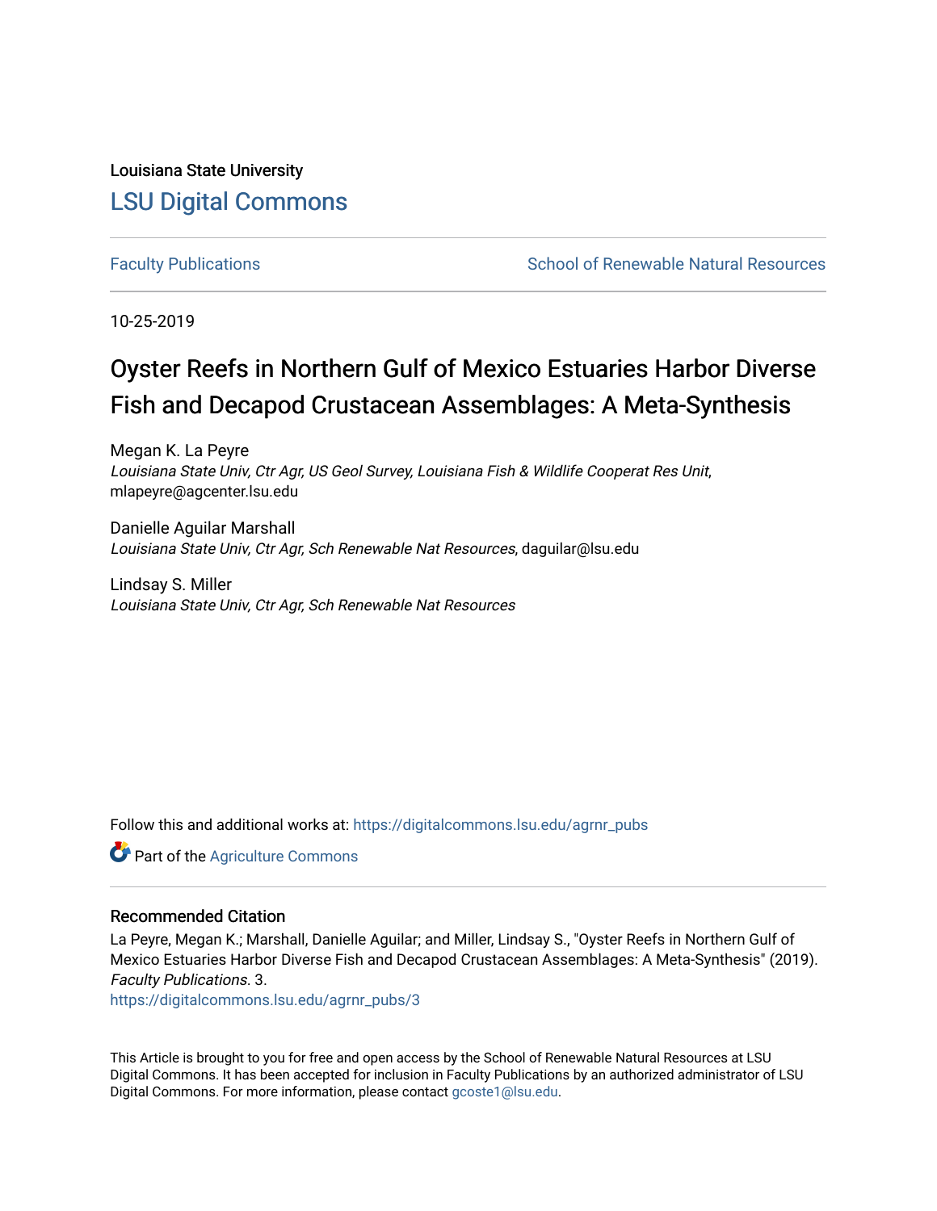Louisiana State University

LSU Digital Commons

Faculty Publications | School of Renewable Natural Resources

10-25-2019

# Oyster Reefs in Northern Gulf of Mexico Estuaries Harbor Diverse Fish and Decapod Crustacean Assemblages: A Meta-Synthesis

Megan K. La Peyre
*Louisiana State Univ, Ctr Agr, US Geol Survey, Louisiana Fish & Wildlife Cooperat Res Unit*, mlapeyre@agcenter.lsu.edu

Danielle Aguilar Marshall
*Louisiana State Univ, Ctr Agr, Sch Renewable Nat Resources*, daguilar@lsu.edu

Lindsay S. Miller
*Louisiana State Univ, Ctr Agr, Sch Renewable Nat Resources*

Follow this and additional works at: https://digitalcommons.lsu.edu/agrnr_pubs

Part of the Agriculture Commons

## Recommended Citation

La Peyre, Megan K.; Marshall, Danielle Aguilar; and Miller, Lindsay S., "Oyster Reefs in Northern Gulf of Mexico Estuaries Harbor Diverse Fish and Decapod Crustacean Assemblages: A Meta-Synthesis" (2019). *Faculty Publications*. 3.
https://digitalcommons.lsu.edu/agrnr_pubs/3

This Article is brought to you for free and open access by the School of Renewable Natural Resources at LSU Digital Commons. It has been accepted for inclusion in Faculty Publications by an authorized administrator of LSU Digital Commons. For more information, please contact gcoste1@lsu.edu.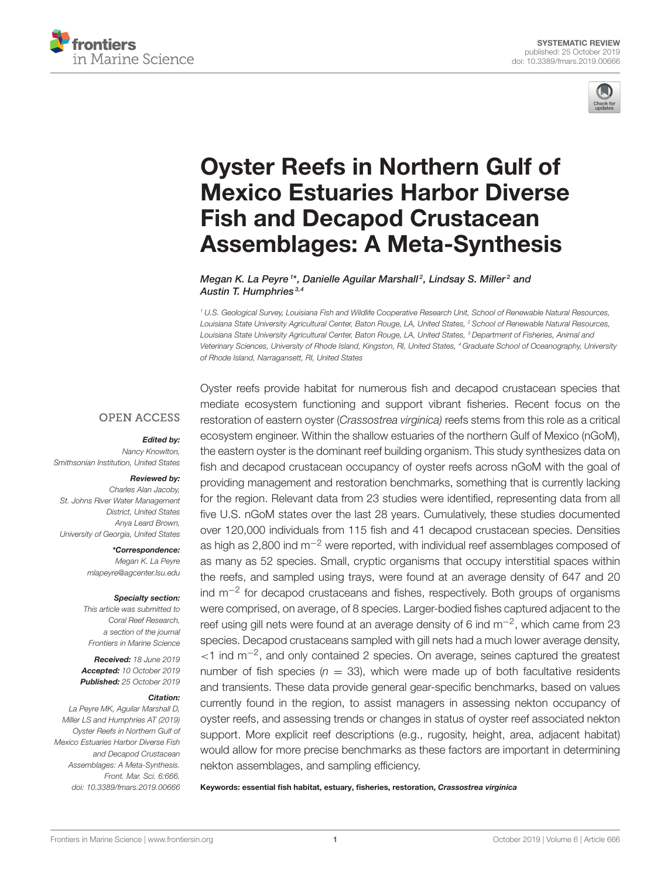# Oyster Reefs in Northern Gulf of Mexico Estuaries Harbor Diverse Fish and Decapod Crustacean Assemblages: A Meta-Synthesis

*Megan K. La Peyre[1]\*, Danielle Aguilar Marshall[2], Lindsay S. Miller[2] and Austin T. Humphries[3,4]*

[1] U.S. Geological Survey, Louisiana Fish and Wildlife Cooperative Research Unit, School of Renewable Natural Resources, Louisiana State University Agricultural Center, Baton Rouge, LA, United States, [2] School of Renewable Natural Resources, Louisiana State University Agricultural Center, Baton Rouge, LA, United States, [3] Department of Fisheries, Animal and Veterinary Sciences, University of Rhode Island, Kingston, RI, United States, [4] Graduate School of Oceanography, University of Rhode Island, Narragansett, RI, United States

OPEN ACCESS

***Edited by:***
Nancy Knowlton,
Smithsonian Institution, United States

***Reviewed by:***
Charles Alan Jacoby,
St. Johns River Water Management District, United States
Anya Leard Brown,
University of Georgia, United States

***\*Correspondence:***
Megan K. La Peyre
mlapeyre@agcenter.lsu.edu

***Specialty section:***
This article was submitted to Coral Reef Research, a section of the journal Frontiers in Marine Science

***Received:*** 18 June 2019
***Accepted:*** 10 October 2019
***Published:*** 25 October 2019

***Citation:***
La Peyre MK, Aguilar Marshall D, Miller LS and Humphries AT (2019) Oyster Reefs in Northern Gulf of Mexico Estuaries Harbor Diverse Fish and Decapod Crustacean Assemblages: A Meta-Synthesis. Front. Mar. Sci. 6:666. doi: 10.3389/fmars.2019.00666

Oyster reefs provide habitat for numerous fish and decapod crustacean species that mediate ecosystem functioning and support vibrant fisheries. Recent focus on the restoration of eastern oyster (*Crassostrea virginica)* reefs stems from this role as a critical ecosystem engineer. Within the shallow estuaries of the northern Gulf of Mexico (nGoM), the eastern oyster is the dominant reef building organism. This study synthesizes data on fish and decapod crustacean occupancy of oyster reefs across nGoM with the goal of providing management and restoration benchmarks, something that is currently lacking for the region. Relevant data from 23 studies were identified, representing data from all five U.S. nGoM states over the last 28 years. Cumulatively, these studies documented over 120,000 individuals from 115 fish and 41 decapod crustacean species. Densities as high as 2,800 ind $m^{-2}$ were reported, with individual reef assemblages composed of as many as 52 species. Small, cryptic organisms that occupy interstitial spaces within the reefs, and sampled using trays, were found at an average density of 647 and 20 ind $m^{-2}$ for decapod crustaceans and fishes, respectively. Both groups of organisms were comprised, on average, of 8 species. Larger-bodied fishes captured adjacent to the reef using gill nets were found at an average density of 6 ind $m^{-2}$, which came from 23 species. Decapod crustaceans sampled with gill nets had a much lower average density, $<1$ ind $m^{-2}$, and only contained 2 species. On average, seines captured the greatest number of fish species ($n = 33$), which were made up of both facultative residents and transients. These data provide general gear-specific benchmarks, based on values currently found in the region, to assist managers in assessing nekton occupancy of oyster reefs, and assessing trends or changes in status of oyster reef associated nekton support. More explicit reef descriptions (e.g., rugosity, height, area, adjacent habitat) would allow for more precise benchmarks as these factors are important in determining nekton assemblages, and sampling efficiency.

**Keywords: essential fish habitat, estuary, fisheries, restoration, *Crassostrea virginica***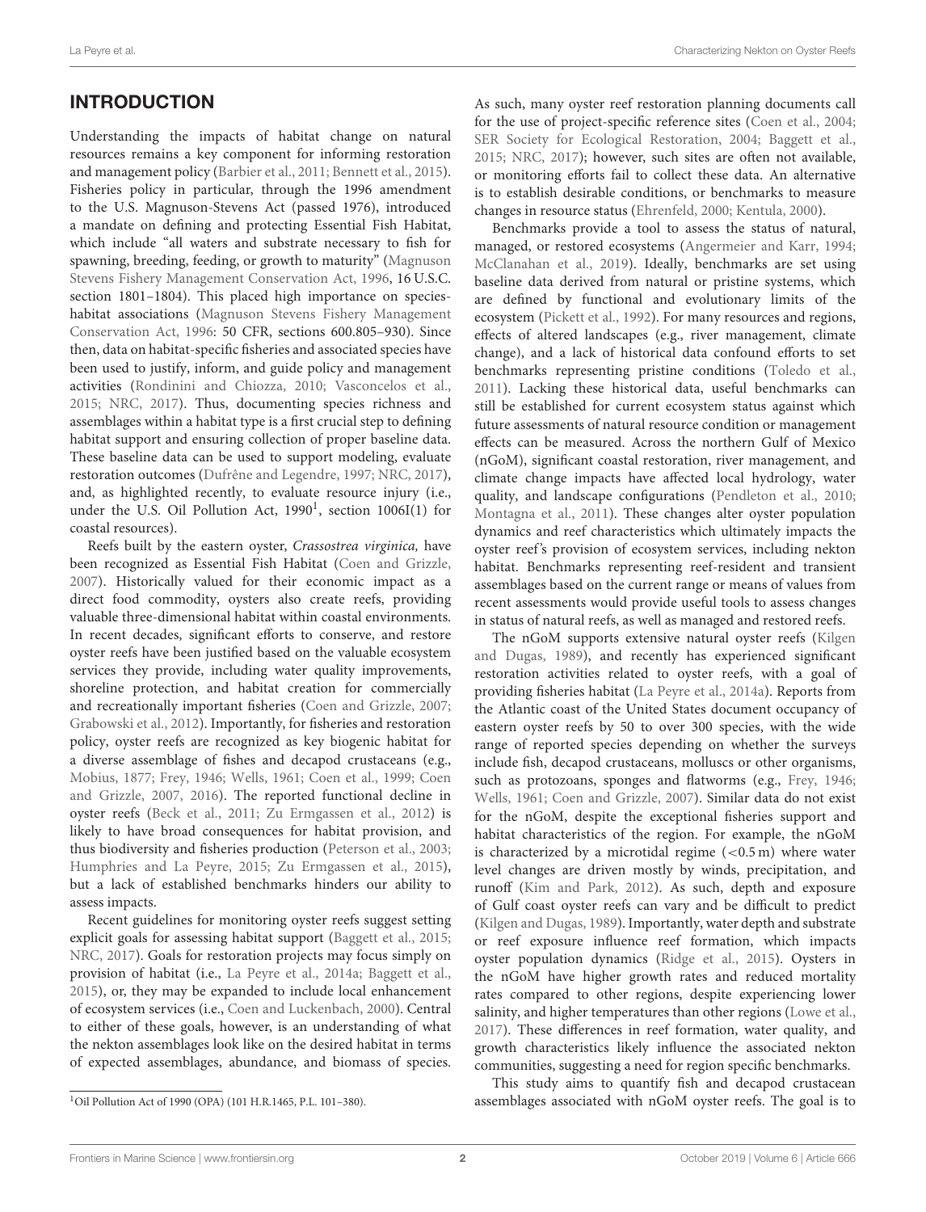## INTRODUCTION

Understanding the impacts of habitat change on natural resources remains a key component for informing restoration and management policy (Barbier et al., 2011; Bennett et al., 2015). Fisheries policy in particular, through the 1996 amendment to the U.S. Magnuson-Stevens Act (passed 1976), introduced a mandate on defining and protecting Essential Fish Habitat, which include "all waters and substrate necessary to fish for spawning, breeding, feeding, or growth to maturity" (Magnuson Stevens Fishery Management Conservation Act, 1996, 16 U.S.C. section 1801–1804). This placed high importance on species-habitat associations (Magnuson Stevens Fishery Management Conservation Act, 1996: 50 CFR, sections 600.805–930). Since then, data on habitat-specific fisheries and associated species have been used to justify, inform, and guide policy and management activities (Rondinini and Chiozza, 2010; Vasconcelos et al., 2015; NRC, 2017). Thus, documenting species richness and assemblages within a habitat type is a first crucial step to defining habitat support and ensuring collection of proper baseline data. These baseline data can be used to support modeling, evaluate restoration outcomes (Dufrêne and Legendre, 1997; NRC, 2017), and, as highlighted recently, to evaluate resource injury (i.e., under the U.S. Oil Pollution Act, 1990[1], section 1006I(1) for coastal resources).

Reefs built by the eastern oyster, *Crassostrea virginica,* have been recognized as Essential Fish Habitat (Coen and Grizzle, 2007). Historically valued for their economic impact as a direct food commodity, oysters also create reefs, providing valuable three-dimensional habitat within coastal environments. In recent decades, significant efforts to conserve, and restore oyster reefs have been justified based on the valuable ecosystem services they provide, including water quality improvements, shoreline protection, and habitat creation for commercially and recreationally important fisheries (Coen and Grizzle, 2007; Grabowski et al., 2012). Importantly, for fisheries and restoration policy, oyster reefs are recognized as key biogenic habitat for a diverse assemblage of fishes and decapod crustaceans (e.g., Mobius, 1877; Frey, 1946; Wells, 1961; Coen et al., 1999; Coen and Grizzle, 2007, 2016). The reported functional decline in oyster reefs (Beck et al., 2011; Zu Ermgassen et al., 2012) is likely to have broad consequences for habitat provision, and thus biodiversity and fisheries production (Peterson et al., 2003; Humphries and La Peyre, 2015; Zu Ermgassen et al., 2015), but a lack of established benchmarks hinders our ability to assess impacts.

Recent guidelines for monitoring oyster reefs suggest setting explicit goals for assessing habitat support (Baggett et al., 2015; NRC, 2017). Goals for restoration projects may focus simply on provision of habitat (i.e., La Peyre et al., 2014a; Baggett et al., 2015), or, they may be expanded to include local enhancement of ecosystem services (i.e., Coen and Luckenbach, 2000). Central to either of these goals, however, is an understanding of what the nekton assemblages look like on the desired habitat in terms of expected assemblages, abundance, and biomass of species. As such, many oyster reef restoration planning documents call for the use of project-specific reference sites (Coen et al., 2004; SER Society for Ecological Restoration, 2004; Baggett et al., 2015; NRC, 2017); however, such sites are often not available, or monitoring efforts fail to collect these data. An alternative is to establish desirable conditions, or benchmarks to measure changes in resource status (Ehrenfeld, 2000; Kentula, 2000).

Benchmarks provide a tool to assess the status of natural, managed, or restored ecosystems (Angermeier and Karr, 1994; McClanahan et al., 2019). Ideally, benchmarks are set using baseline data derived from natural or pristine systems, which are defined by functional and evolutionary limits of the ecosystem (Pickett et al., 1992). For many resources and regions, effects of altered landscapes (e.g., river management, climate change), and a lack of historical data confound efforts to set benchmarks representing pristine conditions (Toledo et al., 2011). Lacking these historical data, useful benchmarks can still be established for current ecosystem status against which future assessments of natural resource condition or management effects can be measured. Across the northern Gulf of Mexico (nGoM), significant coastal restoration, river management, and climate change impacts have affected local hydrology, water quality, and landscape configurations (Pendleton et al., 2010; Montagna et al., 2011). These changes alter oyster population dynamics and reef characteristics which ultimately impacts the oyster reef's provision of ecosystem services, including nekton habitat. Benchmarks representing reef-resident and transient assemblages based on the current range or means of values from recent assessments would provide useful tools to assess changes in status of natural reefs, as well as managed and restored reefs.

The nGoM supports extensive natural oyster reefs (Kilgen and Dugas, 1989), and recently has experienced significant restoration activities related to oyster reefs, with a goal of providing fisheries habitat (La Peyre et al., 2014a). Reports from the Atlantic coast of the United States document occupancy of eastern oyster reefs by 50 to over 300 species, with the wide range of reported species depending on whether the surveys include fish, decapod crustaceans, molluscs or other organisms, such as protozoans, sponges and flatworms (e.g., Frey, 1946; Wells, 1961; Coen and Grizzle, 2007). Similar data do not exist for the nGoM, despite the exceptional fisheries support and habitat characteristics of the region. For example, the nGoM is characterized by a microtidal regime (<0.5 m) where water level changes are driven mostly by winds, precipitation, and runoff (Kim and Park, 2012). As such, depth and exposure of Gulf coast oyster reefs can vary and be difficult to predict (Kilgen and Dugas, 1989). Importantly, water depth and substrate or reef exposure influence reef formation, which impacts oyster population dynamics (Ridge et al., 2015). Oysters in the nGoM have higher growth rates and reduced mortality rates compared to other regions, despite experiencing lower salinity, and higher temperatures than other regions (Lowe et al., 2017). These differences in reef formation, water quality, and growth characteristics likely influence the associated nekton communities, suggesting a need for region specific benchmarks.

This study aims to quantify fish and decapod crustacean assemblages associated with nGoM oyster reefs. The goal is to

[1] Oil Pollution Act of 1990 (OPA) (101 H.R.1465, P.L. 101–380).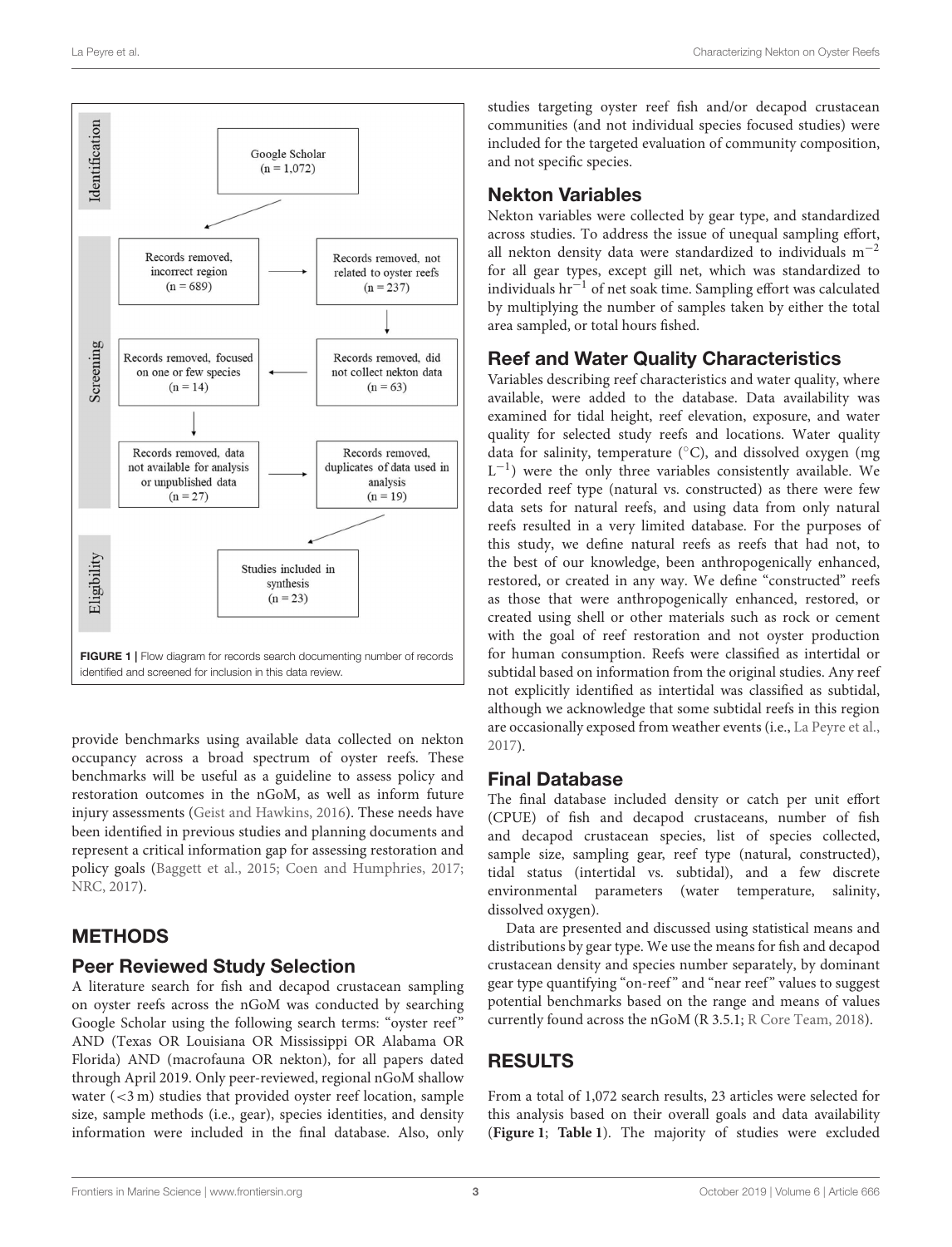**FIGURE 1** | Flow diagram for records search documenting number of records identified and screened for inclusion in this data review.

provide benchmarks using available data collected on nekton occupancy across a broad spectrum of oyster reefs. These benchmarks will be useful as a guideline to assess policy and restoration outcomes in the nGoM, as well as inform future injury assessments (Geist and Hawkins, 2016). These needs have been identified in previous studies and planning documents and represent a critical information gap for assessing restoration and policy goals (Baggett et al., 2015; Coen and Humphries, 2017; NRC, 2017).

## METHODS

### Peer Reviewed Study Selection

A literature search for fish and decapod crustacean sampling on oyster reefs across the nGoM was conducted by searching Google Scholar using the following search terms: "oyster reef" AND (Texas OR Louisiana OR Mississippi OR Alabama OR Florida) AND (macrofauna OR nekton), for all papers dated through April 2019. Only peer-reviewed, regional nGoM shallow water (<3 m) studies that provided oyster reef location, sample size, sample methods (i.e., gear), species identities, and density information were included in the final database. Also, only studies targeting oyster reef fish and/or decapod crustacean communities (and not individual species focused studies) were included for the targeted evaluation of community composition, and not specific species.

### Nekton Variables

Nekton variables were collected by gear type, and standardized across studies. To address the issue of unequal sampling effort, all nekton density data were standardized to individuals $m^{-2}$ for all gear types, except gill net, which was standardized to individuals $hr^{-1}$ of net soak time. Sampling effort was calculated by multiplying the number of samples taken by either the total area sampled, or total hours fished.

### Reef and Water Quality Characteristics

Variables describing reef characteristics and water quality, where available, were added to the database. Data availability was examined for tidal height, reef elevation, exposure, and water quality for selected study reefs and locations. Water quality data for salinity, temperature (°C), and dissolved oxygen (mg $L^{-1}$) were the only three variables consistently available. We recorded reef type (natural vs. constructed) as there were few data sets for natural reefs, and using data from only natural reefs resulted in a very limited database. For the purposes of this study, we define natural reefs as reefs that had not, to the best of our knowledge, been anthropogenically enhanced, restored, or created in any way. We define "constructed" reefs as those that were anthropogenically enhanced, restored, or created using shell or other materials such as rock or cement with the goal of reef restoration and not oyster production for human consumption. Reefs were classified as intertidal or subtidal based on information from the original studies. Any reef not explicitly identified as intertidal was classified as subtidal, although we acknowledge that some subtidal reefs in this region are occasionally exposed from weather events (i.e., La Peyre et al., 2017).

### Final Database

The final database included density or catch per unit effort (CPUE) of fish and decapod crustaceans, number of fish and decapod crustacean species, list of species collected, sample size, sampling gear, reef type (natural, constructed), tidal status (intertidal vs. subtidal), and a few discrete environmental parameters (water temperature, salinity, dissolved oxygen).

Data are presented and discussed using statistical means and distributions by gear type. We use the means for fish and decapod crustacean density and species number separately, by dominant gear type quantifying "on-reef" and "near reef" values to suggest potential benchmarks based on the range and means of values currently found across the nGoM (R 3.5.1; R Core Team, 2018).

## RESULTS

From a total of 1,072 search results, 23 articles were selected for this analysis based on their overall goals and data availability (**Figure 1**; **Table 1**). The majority of studies were excluded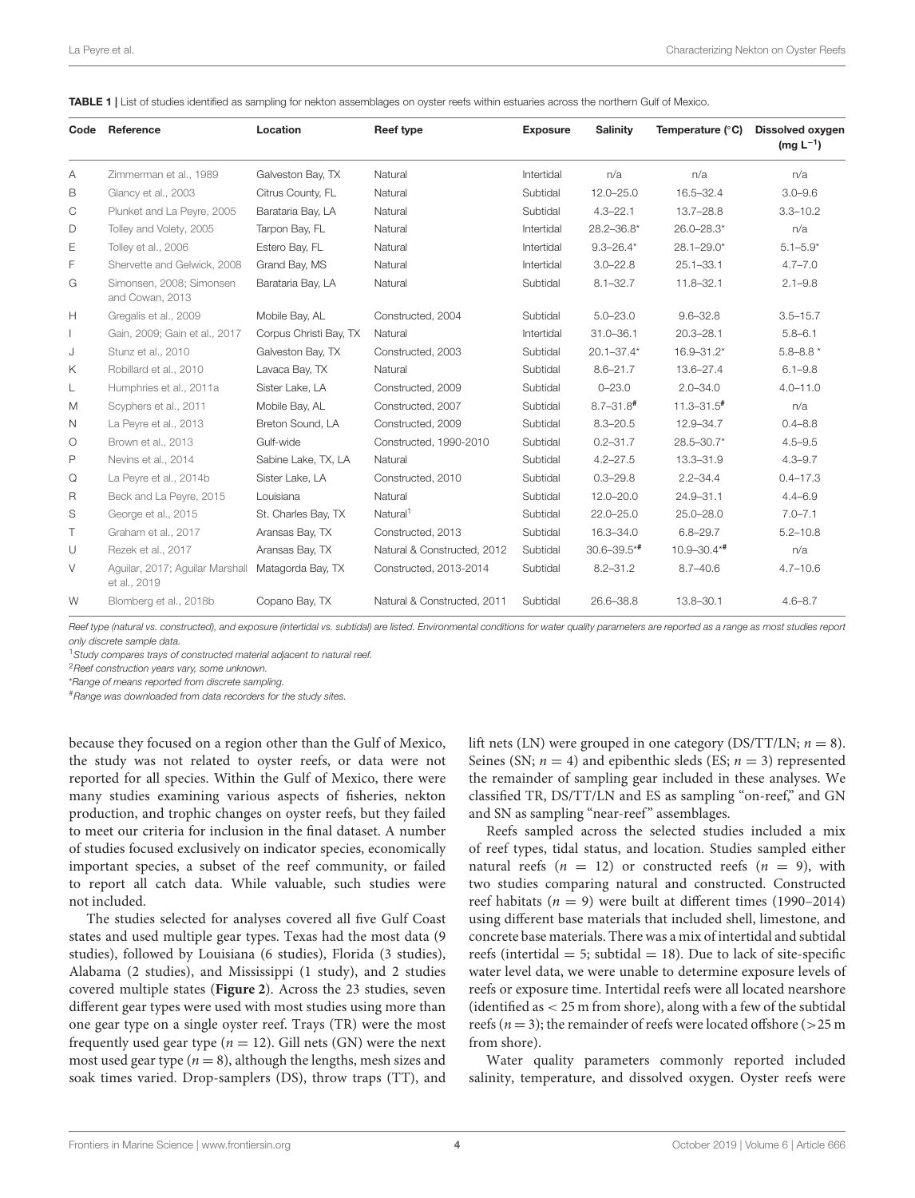**TABLE 1 |** List of studies identified as sampling for nekton assemblages on oyster reefs within estuaries across the northern Gulf of Mexico.

| Code | Reference | Location | Reef type | Exposure | Salinity | Temperature (°C) | Dissolved oxygen (mg L$^{-1}$) |
|---|---|---|---|---|---|---|---|
| A | Zimmerman et al., 1989 | Galveston Bay, TX | Natural | Intertidal | n/a | n/a | n/a |
| B | Glancy et al., 2003 | Citrus County, FL | Natural | Subtidal | 12.0–25.0 | 16.5–32.4 | 3.0–9.6 |
| C | Plunket and La Peyre, 2005 | Barataria Bay, LA | Natural | Subtidal | 4.3–22.1 | 13.7–28.8 | 3.3–10.2 |
| D | Tolley and Volety, 2005 | Tarpon Bay, FL | Natural | Intertidal | 28.2–36.8* | 26.0–28.3* | n/a |
| E | Tolley et al., 2006 | Estero Bay, FL | Natural | Intertidal | 9.3–26.4* | 28.1–29.0* | 5.1–5.9* |
| F | Shervette and Gelwick, 2008 | Grand Bay, MS | Natural | Intertidal | 3.0–22.8 | 25.1–33.1 | 4.7–7.0 |
| G | Simonsen, 2008; Simonsen and Cowan, 2013 | Barataria Bay, LA | Natural | Subtidal | 8.1–32.7 | 11.8–32.1 | 2.1–9.8 |
| H | Gregalis et al., 2009 | Mobile Bay, AL | Constructed, 2004 | Subtidal | 5.0–23.0 | 9.6–32.8 | 3.5–15.7 |
| I | Gain, 2009; Gain et al., 2017 | Corpus Christi Bay, TX | Natural | Intertidal | 31.0–36.1 | 20.3–28.1 | 5.8–6.1 |
| J | Stunz et al., 2010 | Galveston Bay, TX | Constructed, 2003 | Subtidal | 20.1–37.4* | 16.9–31.2* | 5.8–8.8 * |
| K | Robillard et al., 2010 | Lavaca Bay, TX | Natural | Subtidal | 8.6–21.7 | 13.6–27.4 | 6.1–9.8 |
| L | Humphries et al., 2011a | Sister Lake, LA | Constructed, 2009 | Subtidal | 0–23.0 | 2.0–34.0 | 4.0–11.0 |
| M | Scyphers et al., 2011 | Mobile Bay, AL | Constructed, 2007 | Subtidal | 8.7–31.8# | 11.3–31.5# | n/a |
| N | La Peyre et al., 2013 | Breton Sound, LA | Constructed, 2009 | Subtidal | 8.3–20.5 | 12.9–34.7 | 0.4–8.8 |
| O | Brown et al., 2013 | Gulf-wide | Constructed, 1990-2010 | Subtidal | 0.2–31.7 | 28.5–30.7* | 4.5–9.5 |
| P | Nevins et al., 2014 | Sabine Lake, TX, LA | Natural | Subtidal | 4.2–27.5 | 13.3–31.9 | 4.3–9.7 |
| Q | La Peyre et al., 2014b | Sister Lake, LA | Constructed, 2010 | Subtidal | 0.3–29.8 | 2.2–34.4 | 0.4–17.3 |
| R | Beck and La Peyre, 2015 | Louisiana | Natural | Subtidal | 12.0–20.0 | 24.9–31.1 | 4.4–6.9 |
| S | George et al., 2015 | St. Charles Bay, TX | Natural[1] | Subtidal | 22.0–25.0 | 25.0–28.0 | 7.0–7.1 |
| T | Graham et al., 2017 | Aransas Bay, TX | Constructed, 2013 | Subtidal | 16.3–34.0 | 6.8–29.7 | 5.2–10.8 |
| U | Rezek et al., 2017 | Aransas Bay, TX | Natural & Constructed, 2012 | Subtidal | 30.6–39.5*# | 10.9–30.4*# | n/a |
| V | Aguilar, 2017; Aguilar Marshall et al., 2019 | Matagorda Bay, TX | Constructed, 2013-2014 | Subtidal | 8.2–31.2 | 8.7–40.6 | 4.7–10.6 |
| W | Blomberg et al., 2018b | Copano Bay, TX | Natural & Constructed, 2011 | Subtidal | 26.6–38.8 | 13.8–30.1 | 4.6–8.7 |

*Reef type (natural vs. constructed), and exposure (intertidal vs. subtidal) are listed. Environmental conditions for water quality parameters are reported as a range as most studies report only discrete sample data.*

[1]*Study compares trays of constructed material adjacent to natural reef.*

[2]*Reef construction years vary, some unknown.*

*Range of means reported from discrete sampling.

#Range was downloaded from data recorders for the study sites.

because they focused on a region other than the Gulf of Mexico, the study was not related to oyster reefs, or data were not reported for all species. Within the Gulf of Mexico, there were many studies examining various aspects of fisheries, nekton production, and trophic changes on oyster reefs, but they failed to meet our criteria for inclusion in the final dataset. A number of studies focused exclusively on indicator species, economically important species, a subset of the reef community, or failed to report all catch data. While valuable, such studies were not included.

The studies selected for analyses covered all five Gulf Coast states and used multiple gear types. Texas had the most data (9 studies), followed by Louisiana (6 studies), Florida (3 studies), Alabama (2 studies), and Mississippi (1 study), and 2 studies covered multiple states (**Figure 2**). Across the 23 studies, seven different gear types were used with most studies using more than one gear type on a single oyster reef. Trays (TR) were the most frequently used gear type ($n = 12$). Gill nets (GN) were the next most used gear type ($n = 8$), although the lengths, mesh sizes and soak times varied. Drop-samplers (DS), throw traps (TT), and lift nets (LN) were grouped in one category (DS/TT/LN; $n = 8$). Seines (SN; $n = 4$) and epibenthic sleds (ES; $n = 3$) represented the remainder of sampling gear included in these analyses. We classified TR, DS/TT/LN and ES as sampling "on-reef," and GN and SN as sampling "near-reef" assemblages.

Reefs sampled across the selected studies included a mix of reef types, tidal status, and location. Studies sampled either natural reefs ($n = 12$) or constructed reefs ($n = 9$), with two studies comparing natural and constructed. Constructed reef habitats ($n = 9$) were built at different times (1990–2014) using different base materials that included shell, limestone, and concrete base materials. There was a mix of intertidal and subtidal reefs (intertidal = 5; subtidal = 18). Due to lack of site-specific water level data, we were unable to determine exposure levels of reefs or exposure time. Intertidal reefs were all located nearshore (identified as < 25 m from shore), along with a few of the subtidal reefs ($n = 3$); the remainder of reefs were located offshore (>25 m from shore).

Water quality parameters commonly reported included salinity, temperature, and dissolved oxygen. Oyster reefs were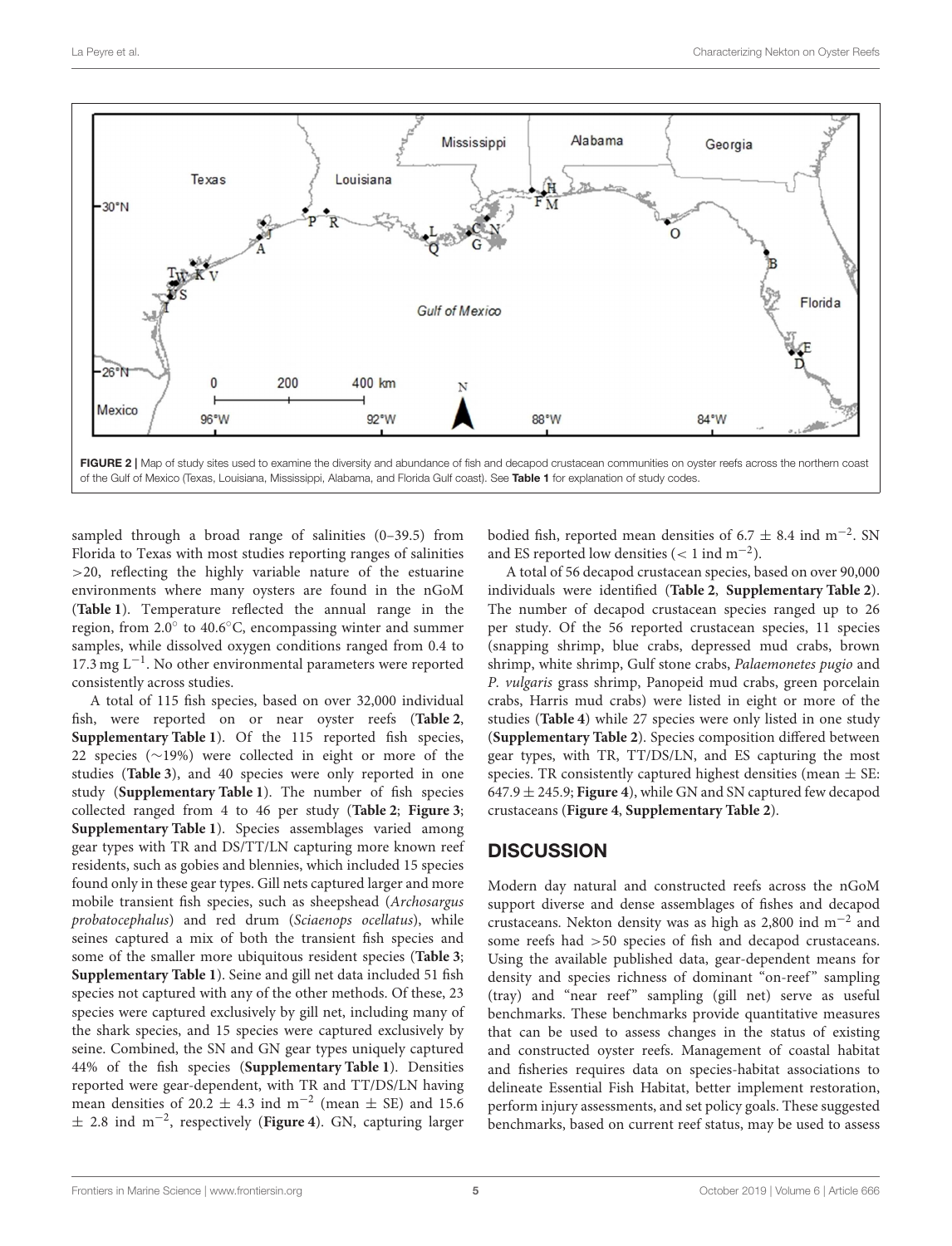FIGURE 2 | Map of study sites used to examine the diversity and abundance of fish and decapod crustacean communities on oyster reefs across the northern coast of the Gulf of Mexico (Texas, Louisiana, Mississippi, Alabama, and Florida Gulf coast). See **Table 1** for explanation of study codes.

sampled through a broad range of salinities (0–39.5) from Florida to Texas with most studies reporting ranges of salinities >20, reflecting the highly variable nature of the estuarine environments where many oysters are found in the nGoM (**Table 1**). Temperature reflected the annual range in the region, from 2.0° to 40.6°C, encompassing winter and summer samples, while dissolved oxygen conditions ranged from 0.4 to 17.3 mg $L^{-1}$. No other environmental parameters were reported consistently across studies.

A total of 115 fish species, based on over 32,000 individual fish, were reported on or near oyster reefs (**Table 2**, **Supplementary Table 1**). Of the 115 reported fish species, 22 species (~19%) were collected in eight or more of the studies (**Table 3**), and 40 species were only reported in one study (**Supplementary Table 1**). The number of fish species collected ranged from 4 to 46 per study (**Table 2**; **Figure 3**; **Supplementary Table 1**). Species assemblages varied among gear types with TR and DS/TT/LN capturing more known reef residents, such as gobies and blennies, which included 15 species found only in these gear types. Gill nets captured larger and more mobile transient fish species, such as sheepshead (*Archosargus probatocephalus*) and red drum (*Sciaenops ocellatus*), while seines captured a mix of both the transient fish species and some of the smaller more ubiquitous resident species (**Table 3**; **Supplementary Table 1**). Seine and gill net data included 51 fish species not captured with any of the other methods. Of these, 23 species were captured exclusively by gill net, including many of the shark species, and 15 species were captured exclusively by seine. Combined, the SN and GN gear types uniquely captured 44% of the fish species (**Supplementary Table 1**). Densities reported were gear-dependent, with TR and TT/DS/LN having mean densities of 20.2 ± 4.3 ind $m^{-2}$ (mean ± SE) and 15.6 ± 2.8 ind $m^{-2}$, respectively (**Figure 4**). GN, capturing larger bodied fish, reported mean densities of 6.7 ± 8.4 ind $m^{-2}$. SN and ES reported low densities (< 1 ind $m^{-2}$).

A total of 56 decapod crustacean species, based on over 90,000 individuals were identified (**Table 2**, **Supplementary Table 2**). The number of decapod crustacean species ranged up to 26 per study. Of the 56 reported crustacean species, 11 species (snapping shrimp, blue crabs, depressed mud crabs, brown shrimp, white shrimp, Gulf stone crabs, *Palaemonetes pugio* and *P. vulgaris* grass shrimp, Panopeid mud crabs, green porcelain crabs, Harris mud crabs) were listed in eight or more of the studies (**Table 4**) while 27 species were only listed in one study (**Supplementary Table 2**). Species composition differed between gear types, with TR, TT/DS/LN, and ES capturing the most species. TR consistently captured highest densities (mean ± SE: 647.9 ± 245.9; **Figure 4**), while GN and SN captured few decapod crustaceans (**Figure 4**, **Supplementary Table 2**).

## DISCUSSION

Modern day natural and constructed reefs across the nGoM support diverse and dense assemblages of fishes and decapod crustaceans. Nekton density was as high as 2,800 ind $m^{-2}$ and some reefs had >50 species of fish and decapod crustaceans. Using the available published data, gear-dependent means for density and species richness of dominant "on-reef" sampling (tray) and "near reef" sampling (gill net) serve as useful benchmarks. These benchmarks provide quantitative measures that can be used to assess changes in the status of existing and constructed oyster reefs. Management of coastal habitat and fisheries requires data on species-habitat associations to delineate Essential Fish Habitat, better implement restoration, perform injury assessments, and set policy goals. These suggested benchmarks, based on current reef status, may be used to assess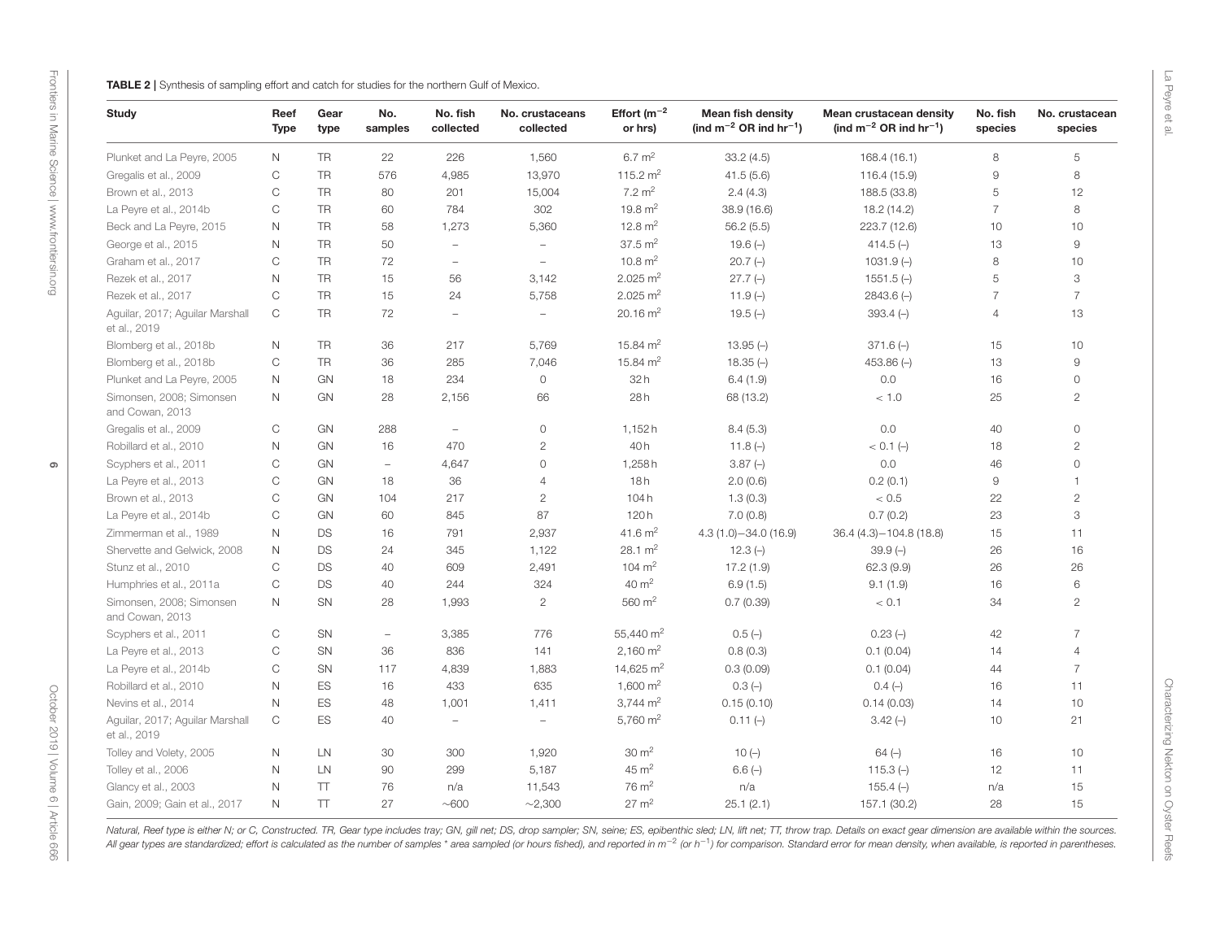**TABLE 2** | Synthesis of sampling effort and catch for studies for the northern Gulf of Mexico.

| Study | Reef Type | Gear type | No. samples | No. fish collected | No. crustaceans collected | Effort ($m^{-2}$ or hrs) | Mean fish density (ind $m^{-2}$ OR ind $hr^{-1}$) | Mean crustacean density (ind $m^{-2}$ OR ind $hr^{-1}$) | No. fish species | No. crustacean species |
|---|---|---|---|---|---|---|---|---|---|---|
| Plunket and La Peyre, 2005 | N | TR | 22 | 226 | 1,560 | 6.7 $m^2$ | 33.2 (4.5) | 168.4 (16.1) | 8 | 5 |
| Gregalis et al., 2009 | C | TR | 576 | 4,985 | 13,970 | 115.2 $m^2$ | 41.5 (5.6) | 116.4 (15.9) | 9 | 8 |
| Brown et al., 2013 | C | TR | 80 | 201 | 15,004 | 7.2 $m^2$ | 2.4 (4.3) | 188.5 (33.8) | 5 | 12 |
| La Peyre et al., 2014b | C | TR | 60 | 784 | 302 | 19.8 $m^2$ | 38.9 (16.6) | 18.2 (14.2) | 7 | 8 |
| Beck and La Peyre, 2015 | N | TR | 58 | 1,273 | 5,360 | 12.8 $m^2$ | 56.2 (5.5) | 223.7 (12.6) | 10 | 10 |
| George et al., 2015 | N | TR | 50 | – | – | 37.5 $m^2$ | 19.6 (–) | 414.5 (–) | 13 | 9 |
| Graham et al., 2017 | C | TR | 72 | – | – | 10.8 $m^2$ | 20.7 (–) | 1031.9 (–) | 8 | 10 |
| Rezek et al., 2017 | N | TR | 15 | 56 | 3,142 | 2.025 $m^2$ | 27.7 (–) | 1551.5 (–) | 5 | 3 |
| Rezek et al., 2017 | C | TR | 15 | 24 | 5,758 | 2.025 $m^2$ | 11.9 (–) | 2843.6 (–) | 7 | 7 |
| Aguilar, 2017; Aguilar Marshall et al., 2019 | C | TR | 72 | – | – | 20.16 $m^2$ | 19.5 (–) | 393.4 (–) | 4 | 13 |
| Blomberg et al., 2018b | N | TR | 36 | 217 | 5,769 | 15.84 $m^2$ | 13.95 (–) | 371.6 (–) | 15 | 10 |
| Blomberg et al., 2018b | C | TR | 36 | 285 | 7,046 | 15.84 $m^2$ | 18.35 (–) | 453.86 (–) | 13 | 9 |
| Plunket and La Peyre, 2005 | N | GN | 18 | 234 | 0 | 32 h | 6.4 (1.9) | 0.0 | 16 | 0 |
| Simonsen, 2008; Simonsen and Cowan, 2013 | N | GN | 28 | 2,156 | 66 | 28 h | 68 (13.2) | < 1.0 | 25 | 2 |
| Gregalis et al., 2009 | C | GN | 288 | – | 0 | 1,152 h | 8.4 (5.3) | 0.0 | 40 | 0 |
| Robillard et al., 2010 | N | GN | 16 | 470 | 2 | 40 h | 11.8 (–) | < 0.1 (–) | 18 | 2 |
| Scyphers et al., 2011 | C | GN | – | 4,647 | 0 | 1,258 h | 3.87 (–) | 0.0 | 46 | 0 |
| La Peyre et al., 2013 | C | GN | 18 | 36 | 4 | 18 h | 2.0 (0.6) | 0.2 (0.1) | 9 | 1 |
| Brown et al., 2013 | C | GN | 104 | 217 | 2 | 104 h | 1.3 (0.3) | < 0.5 | 22 | 2 |
| La Peyre et al., 2014b | C | GN | 60 | 845 | 87 | 120 h | 7.0 (0.8) | 0.7 (0.2) | 23 | 3 |
| Zimmerman et al., 1989 | N | DS | 16 | 791 | 2,937 | 41.6 $m^2$ | 4.3 (1.0)–34.0 (16.9) | 36.4 (4.3)–104.8 (18.8) | 15 | 11 |
| Shervette and Gelwick, 2008 | N | DS | 24 | 345 | 1,122 | 28.1 $m^2$ | 12.3 (–) | 39.9 (–) | 26 | 16 |
| Stunz et al., 2010 | C | DS | 40 | 609 | 2,491 | 104 $m^2$ | 17.2 (1.9) | 62.3 (9.9) | 26 | 26 |
| Humphries et al., 2011a | C | DS | 40 | 244 | 324 | 40 $m^2$ | 6.9 (1.5) | 9.1 (1.9) | 16 | 6 |
| Simonsen, 2008; Simonsen and Cowan, 2013 | N | SN | 28 | 1,993 | 2 | 560 $m^2$ | 0.7 (0.39) | < 0.1 | 34 | 2 |
| Scyphers et al., 2011 | C | SN | – | 3,385 | 776 | 55,440 $m^2$ | 0.5 (–) | 0.23 (–) | 42 | 7 |
| La Peyre et al., 2013 | C | SN | 36 | 836 | 141 | 2,160 $m^2$ | 0.8 (0.3) | 0.1 (0.04) | 14 | 4 |
| La Peyre et al., 2014b | C | SN | 117 | 4,839 | 1,883 | 14,625 $m^2$ | 0.3 (0.09) | 0.1 (0.04) | 44 | 7 |
| Robillard et al., 2010 | N | ES | 16 | 433 | 635 | 1,600 $m^2$ | 0.3 (–) | 0.4 (–) | 16 | 11 |
| Nevins et al., 2014 | N | ES | 48 | 1,001 | 1,411 | 3,744 $m^2$ | 0.15 (0.10) | 0.14 (0.03) | 14 | 10 |
| Aguilar, 2017; Aguilar Marshall et al., 2019 | C | ES | 40 | – | – | 5,760 $m^2$ | 0.11 (–) | 3.42 (–) | 10 | 21 |
| Tolley and Volety, 2005 | N | LN | 30 | 300 | 1,920 | 30 $m^2$ | 10 (–) | 64 (–) | 16 | 10 |
| Tolley et al., 2006 | N | LN | 90 | 299 | 5,187 | 45 $m^2$ | 6.6 (–) | 115.3 (–) | 12 | 11 |
| Glancy et al., 2003 | N | TT | 76 | n/a | 11,543 | 76 $m^2$ | n/a | 155.4 (–) | n/a | 15 |
| Gain, 2009; Gain et al., 2017 | N | TT | 27 | ~600 | ~2,300 | 27 $m^2$ | 25.1 (2.1) | 157.1 (30.2) | 28 | 15 |

*Natural, Reef type is either N; or C, Constructed. TR, Gear type includes tray; GN, gill net; DS, drop sampler; SN, seine; ES, epibenthic sled; LN, lift net; TT, throw trap. Details on exact gear dimension are available within the sources. All gear types are standardized; effort is calculated as the number of samples * area sampled (or hours fished), and reported in $m^{-2}$ (or $h^{-1}$) for comparison. Standard error for mean density, when available, is reported in parentheses.*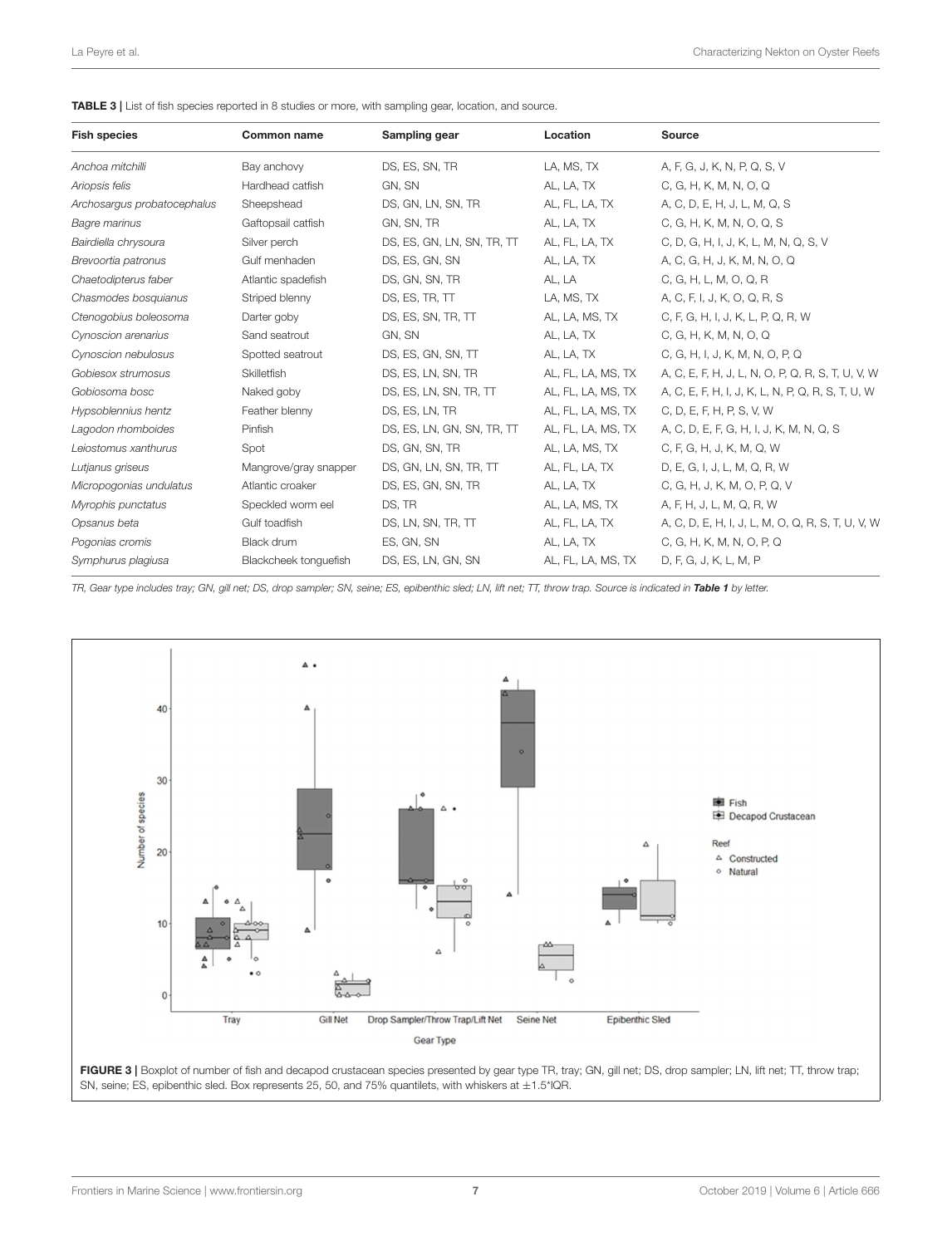**TABLE 3 |** List of fish species reported in 8 studies or more, with sampling gear, location, and source.

| Fish species | Common name | Sampling gear | Location | Source |
|---|---|---|---|---|
| *Anchoa mitchilli* | Bay anchovy | DS, ES, SN, TR | LA, MS, TX | A, F, G, J, K, N, P, Q, S, V |
| *Ariopsis felis* | Hardhead catfish | GN, SN | AL, LA, TX | C, G, H, K, M, N, O, Q |
| *Archosargus probatocephalus* | Sheepshead | DS, GN, LN, SN, TR | AL, FL, LA, TX | A, C, D, E, H, J, L, M, Q, S |
| *Bagre marinus* | Gaftopsail catfish | GN, SN, TR | AL, LA, TX | C, G, H, K, M, N, O, Q, S |
| *Bairdiella chrysoura* | Silver perch | DS, ES, GN, LN, SN, TR, TT | AL, FL, LA, TX | C, D, G, H, I, J, K, L, M, N, Q, S, V |
| *Brevoortia patronus* | Gulf menhaden | DS, ES, GN, SN | AL, LA, TX | A, C, G, H, J, K, M, N, O, Q |
| *Chaetodipterus faber* | Atlantic spadefish | DS, GN, SN, TR | AL, LA | C, G, H, L, M, O, Q, R |
| *Chasmodes bosquianus* | Striped blenny | DS, ES, TR, TT | LA, MS, TX | A, C, F, I, J, K, O, Q, R, S |
| *Ctenogobius boleosoma* | Darter goby | DS, ES, SN, TR, TT | AL, LA, MS, TX | C, F, G, H, I, J, K, L, P, Q, R, W |
| *Cynoscion arenarius* | Sand seatrout | GN, SN | AL, LA, TX | C, G, H, K, M, N, O, Q |
| *Cynoscion nebulosus* | Spotted seatrout | DS, ES, GN, SN, TT | AL, LA, TX | C, G, H, I, J, K, M, N, O, P, Q |
| *Gobiesox strumosus* | Skilletfish | DS, ES, LN, SN, TR | AL, FL, LA, MS, TX | A, C, E, F, H, J, L, N, O, P, Q, R, S, T, U, V, W |
| *Gobiosoma bosc* | Naked goby | DS, ES, LN, SN, TR, TT | AL, FL, LA, MS, TX | A, C, E, F, H, I, J, K, L, N, P, Q, R, S, T, U, W |
| *Hypsoblennius hentz* | Feather blenny | DS, ES, LN, TR | AL, FL, LA, MS, TX | C, D, E, F, H, P, S, V, W |
| *Lagodon rhomboides* | Pinfish | DS, ES, LN, GN, SN, TR, TT | AL, FL, LA, MS, TX | A, C, D, E, F, G, H, I, J, K, M, N, Q, S |
| *Leiostomus xanthurus* | Spot | DS, GN, SN, TR | AL, LA, MS, TX | C, F, G, H, J, K, M, Q, W |
| *Lutjanus griseus* | Mangrove/gray snapper | DS, GN, LN, SN, TR, TT | AL, FL, LA, TX | D, E, G, I, J, L, M, Q, R, W |
| *Micropogonias undulatus* | Atlantic croaker | DS, ES, GN, SN, TR | AL, LA, TX | C, G, H, J, K, M, O, P, Q, V |
| *Myrophis punctatus* | Speckled worm eel | DS, TR | AL, LA, MS, TX | A, F, H, J, L, M, Q, R, W |
| *Opsanus beta* | Gulf toadfish | DS, LN, SN, TR, TT | AL, FL, LA, TX | A, C, D, E, H, I, J, L, M, O, Q, R, S, T, U, V, W |
| *Pogonias cromis* | Black drum | ES, GN, SN | AL, LA, TX | C, G, H, K, M, N, O, P, Q |
| *Symphurus plagiusa* | Blackcheek tonguefish | DS, ES, LN, GN, SN | AL, FL, LA, MS, TX | D, F, G, J, K, L, M, P |

*TR, Gear type includes tray; GN, gill net; DS, drop sampler; SN, seine; ES, epibenthic sled; LN, lift net; TT, throw trap. Source is indicated in **Table 1** by letter.*

**FIGURE 3 |** Boxplot of number of fish and decapod crustacean species presented by gear type TR, tray; GN, gill net; DS, drop sampler; LN, lift net; TT, throw trap; SN, seine; ES, epibenthic sled. Box represents 25, 50, and 75% quantilets, with whiskers at ±1.5*IQR.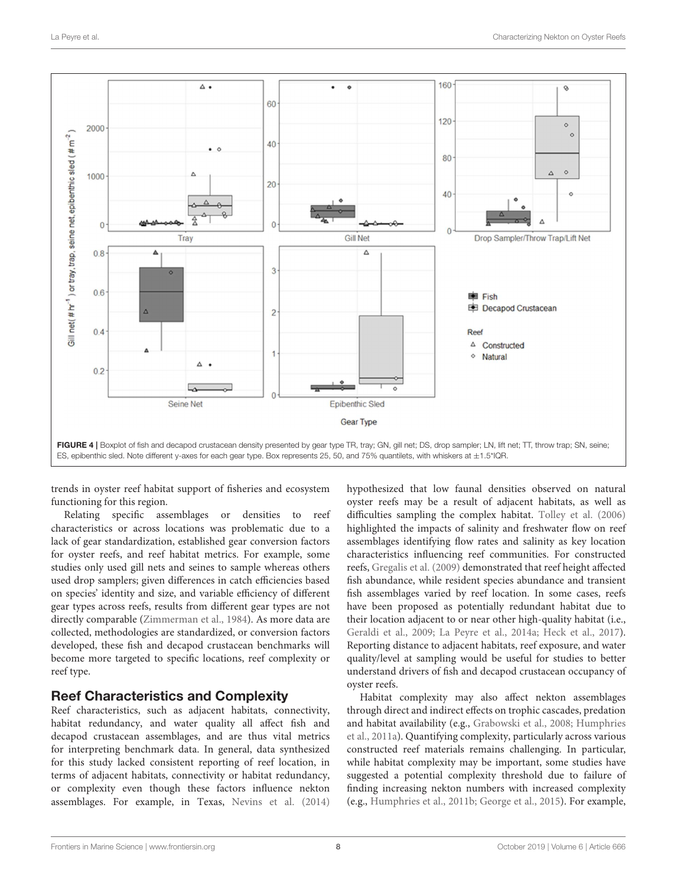FIGURE 4 | Boxplot of fish and decapod crustacean density presented by gear type TR, tray; GN, gill net; DS, drop sampler; LN, lift net; TT, throw trap; SN, seine; ES, epibenthic sled. Note different y-axes for each gear type. Box represents 25, 50, and 75% quantilets, with whiskers at ±1.5*IQR.

trends in oyster reef habitat support of fisheries and ecosystem functioning for this region.

Relating specific assemblages or densities to reef characteristics or across locations was problematic due to a lack of gear standardization, established gear conversion factors for oyster reefs, and reef habitat metrics. For example, some studies only used gill nets and seines to sample whereas others used drop samplers; given differences in catch efficiencies based on species' identity and size, and variable efficiency of different gear types across reefs, results from different gear types are not directly comparable (Zimmerman et al., 1984). As more data are collected, methodologies are standardized, or conversion factors developed, these fish and decapod crustacean benchmarks will become more targeted to specific locations, reef complexity or reef type.

## Reef Characteristics and Complexity

Reef characteristics, such as adjacent habitats, connectivity, habitat redundancy, and water quality all affect fish and decapod crustacean assemblages, and are thus vital metrics for interpreting benchmark data. In general, data synthesized for this study lacked consistent reporting of reef location, in terms of adjacent habitats, connectivity or habitat redundancy, or complexity even though these factors influence nekton assemblages. For example, in Texas, Nevins et al. (2014) hypothesized that low faunal densities observed on natural oyster reefs may be a result of adjacent habitats, as well as difficulties sampling the complex habitat. Tolley et al. (2006) highlighted the impacts of salinity and freshwater flow on reef assemblages identifying flow rates and salinity as key location characteristics influencing reef communities. For constructed reefs, Gregalis et al. (2009) demonstrated that reef height affected fish abundance, while resident species abundance and transient fish assemblages varied by reef location. In some cases, reefs have been proposed as potentially redundant habitat due to their location adjacent to or near other high-quality habitat (i.e., Geraldi et al., 2009; La Peyre et al., 2014a; Heck et al., 2017). Reporting distance to adjacent habitats, reef exposure, and water quality/level at sampling would be useful for studies to better understand drivers of fish and decapod crustacean occupancy of oyster reefs.

Habitat complexity may also affect nekton assemblages through direct and indirect effects on trophic cascades, predation and habitat availability (e.g., Grabowski et al., 2008; Humphries et al., 2011a). Quantifying complexity, particularly across various constructed reef materials remains challenging. In particular, while habitat complexity may be important, some studies have suggested a potential complexity threshold due to failure of finding increasing nekton numbers with increased complexity (e.g., Humphries et al., 2011b; George et al., 2015). For example,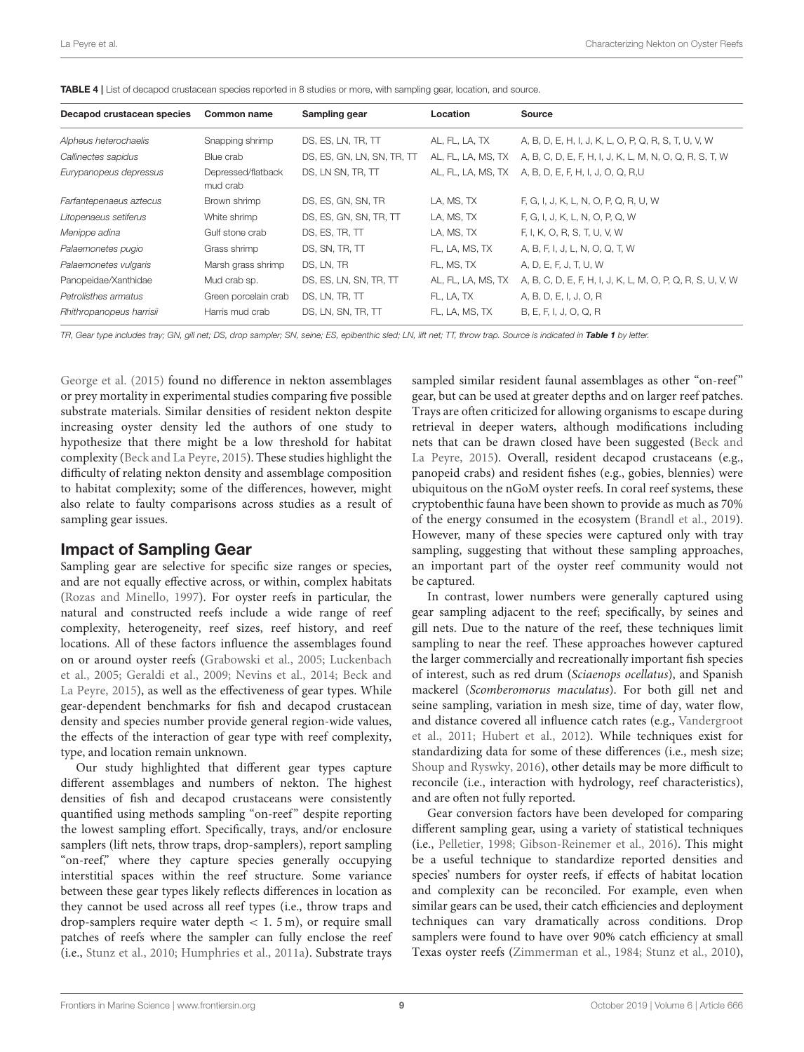**TABLE 4 |** List of decapod crustacean species reported in 8 studies or more, with sampling gear, location, and source.

| Decapod crustacean species | Common name | Sampling gear | Location | Source |
|---|---|---|---|---|
| *Alpheus heterochaelis* | Snapping shrimp | DS, ES, LN, TR, TT | AL, FL, LA, TX | A, B, D, E, H, I, J, K, L, O, P, Q, R, S, T, U, V, W |
| *Callinectes sapidus* | Blue crab | DS, ES, GN, LN, SN, TR, TT | AL, FL, LA, MS, TX | A, B, C, D, E, F, H, I, J, K, L, M, N, O, Q, R, S, T, W |
| *Eurypanopeus depressus* | Depressed/flatback mud crab | DS, LN SN, TR, TT | AL, FL, LA, MS, TX | A, B, D, E, F, H, I, J, O, Q, R,U |
| *Farfantepenaeus aztecus* | Brown shrimp | DS, ES, GN, SN, TR | LA, MS, TX | F, G, I, J, K, L, N, O, P, Q, R, U, W |
| *Litopenaeus setiferus* | White shrimp | DS, ES, GN, SN, TR, TT | LA, MS, TX | F, G, I, J, K, L, N, O, P, Q, W |
| *Menippe adina* | Gulf stone crab | DS, ES, TR, TT | LA, MS, TX | F, I, K, O, R, S, T, U, V, W |
| *Palaemonetes pugio* | Grass shrimp | DS, SN, TR, TT | FL, LA, MS, TX | A, B, F, I, J, L, N, O, Q, T, W |
| *Palaemonetes vulgaris* | Marsh grass shrimp | DS, LN, TR | FL, MS, TX | A, D, E, F, J, T, U, W |
| Panopeidae/Xanthidae | Mud crab sp. | DS, ES, GN, LN, SN, TR, TT | AL, FL, LA, MS, TX | A, B, C, D, E, F, H, I, J, K, L, M, O, P, Q, R, S, U, V, W |
| *Petrolisthes armatus* | Green porcelain crab | DS, LN, TR, TT | FL, LA, TX | A, B, D, E, I, J, O, R |
| *Rhithropanopeus harrisii* | Harris mud crab | DS, LN, SN, TR, TT | FL, LA, MS, TX | B, E, F, I, J, O, Q, R |

*TR, Gear type includes tray; GN, gill net; DS, drop sampler; SN, seine; ES, epibenthic sled; LN, lift net; TT, throw trap. Source is indicated in* ***Table 1*** *by letter.*

George et al. (2015) found no difference in nekton assemblages or prey mortality in experimental studies comparing five possible substrate materials. Similar densities of resident nekton despite increasing oyster density led the authors of one study to hypothesize that there might be a low threshold for habitat complexity (Beck and La Peyre, 2015). These studies highlight the difficulty of relating nekton density and assemblage composition to habitat complexity; some of the differences, however, might also relate to faulty comparisons across studies as a result of sampling gear issues.

## Impact of Sampling Gear

Sampling gear are selective for specific size ranges or species, and are not equally effective across, or within, complex habitats (Rozas and Minello, 1997). For oyster reefs in particular, the natural and constructed reefs include a wide range of reef complexity, heterogeneity, reef sizes, reef history, and reef locations. All of these factors influence the assemblages found on or around oyster reefs (Grabowski et al., 2005; Luckenbach et al., 2005; Geraldi et al., 2009; Nevins et al., 2014; Beck and La Peyre, 2015), as well as the effectiveness of gear types. While gear-dependent benchmarks for fish and decapod crustacean density and species number provide general region-wide values, the effects of the interaction of gear type with reef complexity, type, and location remain unknown.

Our study highlighted that different gear types capture different assemblages and numbers of nekton. The highest densities of fish and decapod crustaceans were consistently quantified using methods sampling "on-reef" despite reporting the lowest sampling effort. Specifically, trays, and/or enclosure samplers (lift nets, throw traps, drop-samplers), report sampling "on-reef," where they capture species generally occupying interstitial spaces within the reef structure. Some variance between these gear types likely reflects differences in location as they cannot be used across all reef types (i.e., throw traps and drop-samplers require water depth < 1. 5 m), or require small patches of reefs where the sampler can fully enclose the reef (i.e., Stunz et al., 2010; Humphries et al., 2011a). Substrate trays sampled similar resident faunal assemblages as other "on-reef" gear, but can be used at greater depths and on larger reef patches. Trays are often criticized for allowing organisms to escape during retrieval in deeper waters, although modifications including nets that can be drawn closed have been suggested (Beck and La Peyre, 2015). Overall, resident decapod crustaceans (e.g., panopeid crabs) and resident fishes (e.g., gobies, blennies) were ubiquitous on the nGoM oyster reefs. In coral reef systems, these cryptobenthic fauna have been shown to provide as much as 70% of the energy consumed in the ecosystem (Brandl et al., 2019). However, many of these species were captured only with tray sampling, suggesting that without these sampling approaches, an important part of the oyster reef community would not be captured.

In contrast, lower numbers were generally captured using gear sampling adjacent to the reef; specifically, by seines and gill nets. Due to the nature of the reef, these techniques limit sampling to near the reef. These approaches however captured the larger commercially and recreationally important fish species of interest, such as red drum (*Sciaenops ocellatus*), and Spanish mackerel (*Scomberomorus maculatus*). For both gill net and seine sampling, variation in mesh size, time of day, water flow, and distance covered all influence catch rates (e.g., Vandergroot et al., 2011; Hubert et al., 2012). While techniques exist for standardizing data for some of these differences (i.e., mesh size; Shoup and Ryswky, 2016), other details may be more difficult to reconcile (i.e., interaction with hydrology, reef characteristics), and are often not fully reported.

Gear conversion factors have been developed for comparing different sampling gear, using a variety of statistical techniques (i.e., Pelletier, 1998; Gibson-Reinemer et al., 2016). This might be a useful technique to standardize reported densities and species' numbers for oyster reefs, if effects of habitat location and complexity can be reconciled. For example, even when similar gears can be used, their catch efficiencies and deployment techniques can vary dramatically across conditions. Drop samplers were found to have over 90% catch efficiency at small Texas oyster reefs (Zimmerman et al., 1984; Stunz et al., 2010),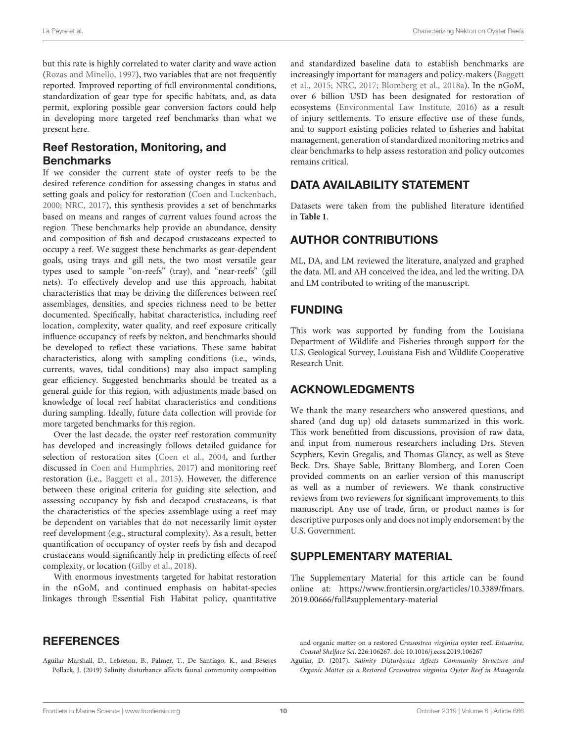but this rate is highly correlated to water clarity and wave action (Rozas and Minello, 1997), two variables that are not frequently reported. Improved reporting of full environmental conditions, standardization of gear type for specific habitats, and, as data permit, exploring possible gear conversion factors could help in developing more targeted reef benchmarks than what we present here.

### Reef Restoration, Monitoring, and Benchmarks

If we consider the current state of oyster reefs to be the desired reference condition for assessing changes in status and setting goals and policy for restoration (Coen and Luckenbach, 2000; NRC, 2017), this synthesis provides a set of benchmarks based on means and ranges of current values found across the region. These benchmarks help provide an abundance, density and composition of fish and decapod crustaceans expected to occupy a reef. We suggest these benchmarks as gear-dependent goals, using trays and gill nets, the two most versatile gear types used to sample "on-reefs" (tray), and "near-reefs" (gill nets). To effectively develop and use this approach, habitat characteristics that may be driving the differences between reef assemblages, densities, and species richness need to be better documented. Specifically, habitat characteristics, including reef location, complexity, water quality, and reef exposure critically influence occupancy of reefs by nekton, and benchmarks should be developed to reflect these variations. These same habitat characteristics, along with sampling conditions (i.e., winds, currents, waves, tidal conditions) may also impact sampling gear efficiency. Suggested benchmarks should be treated as a general guide for this region, with adjustments made based on knowledge of local reef habitat characteristics and conditions during sampling. Ideally, future data collection will provide for more targeted benchmarks for this region.

Over the last decade, the oyster reef restoration community has developed and increasingly follows detailed guidance for selection of restoration sites (Coen et al., 2004, and further discussed in Coen and Humphries, 2017) and monitoring reef restoration (i.e., Baggett et al., 2015). However, the difference between these original criteria for guiding site selection, and assessing occupancy by fish and decapod crustaceans, is that the characteristics of the species assemblage using a reef may be dependent on variables that do not necessarily limit oyster reef development (e.g., structural complexity). As a result, better quantification of occupancy of oyster reefs by fish and decapod crustaceans would significantly help in predicting effects of reef complexity, or location (Gilby et al., 2018).

With enormous investments targeted for habitat restoration in the nGoM, and continued emphasis on habitat-species linkages through Essential Fish Habitat policy, quantitative and standardized baseline data to establish benchmarks are increasingly important for managers and policy-makers (Baggett et al., 2015; NRC, 2017; Blomberg et al., 2018a). In the nGoM, over 6 billion USD has been designated for restoration of ecosystems (Environmental Law Institute, 2016) as a result of injury settlements. To ensure effective use of these funds, and to support existing policies related to fisheries and habitat management, generation of standardized monitoring metrics and clear benchmarks to help assess restoration and policy outcomes remains critical.

## DATA AVAILABILITY STATEMENT

Datasets were taken from the published literature identified in **Table 1**.

## AUTHOR CONTRIBUTIONS

ML, DA, and LM reviewed the literature, analyzed and graphed the data. ML and AH conceived the idea, and led the writing. DA and LM contributed to writing of the manuscript.

## FUNDING

This work was supported by funding from the Louisiana Department of Wildlife and Fisheries through support for the U.S. Geological Survey, Louisiana Fish and Wildlife Cooperative Research Unit.

## ACKNOWLEDGMENTS

We thank the many researchers who answered questions, and shared (and dug up) old datasets summarized in this work. This work benefitted from discussions, provision of raw data, and input from numerous researchers including Drs. Steven Scyphers, Kevin Gregalis, and Thomas Glancy, as well as Steve Beck. Drs. Shaye Sable, Brittany Blomberg, and Loren Coen provided comments on an earlier version of this manuscript as well as a number of reviewers. We thank constructive reviews from two reviewers for significant improvements to this manuscript. Any use of trade, firm, or product names is for descriptive purposes only and does not imply endorsement by the U.S. Government.

## SUPPLEMENTARY MATERIAL

The Supplementary Material for this article can be found online at: https://www.frontiersin.org/articles/10.3389/fmars.2019.00666/full#supplementary-material

## REFERENCES

Aguilar Marshall, D., Lebreton, B., Palmer, T., De Santiago, K., and Beseres Pollack, J. (2019) Salinity disturbance affects faunal community composition and organic matter on a restored *Crassostrea virginica* oyster reef. *Estuarine, Coastal Shelface Sci.* 226:106267. doi: 10.1016/j.ecss.2019.106267

Aguilar, D. (2017). *Salinity Disturbance Affects Community Structure and Organic Matter on a Restored Crassostrea virginica Oyster Reef in Matagorda*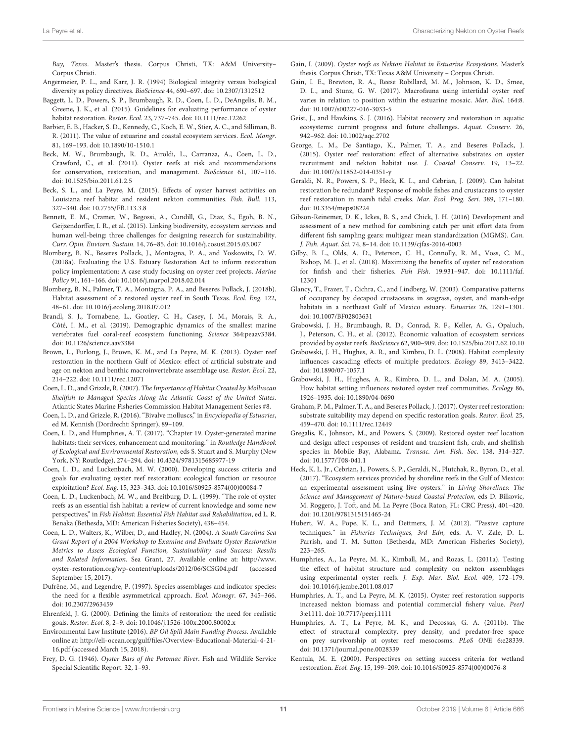*Bay, Texas*. Master's thesis. Corpus Christi, TX: A&M University–Corpus Christi.

Angermeier, P. L., and Karr, J. R. (1994) Biological integrity versus biological diversity as policy directives. *BioScience* 44, 690–697. doi: 10.2307/1312512

Baggett, L. D., Powers, S. P., Brumbaugh, R. D., Coen, L. D., DeAngelis, B. M., Greene, J. K., et al. (2015). Guidelines for evaluating performance of oyster habitat restoration. *Restor. Ecol*. 23, 737–745. doi: 10.1111/rec.12262

Barbier, E. B., Hacker, S. D., Kennedy, C., Koch, E. W., Stier, A. C., and Silliman, B. R. (2011). The value of estuarine and coastal ecosystem services. *Ecol. Mongr*. 81, 169–193. doi: 10.1890/10-1510.1

Beck, M. W., Brumbaugh, R. D., Airoldi, L., Carranza, A., Coen, L. D., Crawford, C., et al. (2011). Oyster reefs at risk and recommendations for conservation, restoration, and management. *BioScience* 61, 107–116. doi: 10.1525/bio.2011.61.2.5

Beck, S. L., and La Peyre, M. (2015). Effects of oyster harvest activities on Louisiana reef habitat and resident nekton communities. *Fish. Bull*. 113, 327–340. doi: 10.7755/FB.113.3.8

Bennett, E. M., Cramer, W., Begossi, A., Cundill, G., Diaz, S., Egoh, B. N., Geijzendorffer, I. R., et al. (2015). Linking biodiversity, ecosystem services and human well-being: three challenges for designing research for sustainability. *Curr. Opin. Enviorn. Sustain*. 14, 76–85. doi: 10.1016/j.cosust.2015.03.007

Blomberg, B. N., Beseres Pollack, J., Montagna, P. A., and Yoskowitz, D. W. (2018a). Evaluating the U.S. Estuary Restoration Act to inform restoration policy implementation: A case study focusing on oyster reef projects. *Marine Policy* 91, 161–166. doi: 10.1016/j.marpol.2018.02.014

Blomberg, B. N., Palmer, T. A., Montagna, P. A., and Beseres Pollack, J. (2018b). Habitat assessment of a restored oyster reef in South Texas. *Ecol. Eng*. 122, 48–61. doi: 10.1016/j.ecoleng.2018.07.012

Brandl, S. J., Tornabene, L., Goatley, C. H., Casey, J. M., Morais, R. A., Côté, I. M., et al. (2019). Demographic dynamics of the smallest marine vertebrates fuel coral-reef ecosystem functioning. *Science* 364:peaav3384. doi: 10.1126/science.aav3384

Brown, L., Furlong, J., Brown, K. M., and La Peyre, M. K. (2013). Oyster reef restoration in the northern Gulf of Mexico: effect of artificial substrate and age on nekton and benthic macroinvertebrate assemblage use. *Restor. Ecol*. 22, 214–222. doi: 10.1111/rec.12071

Coen, L. D., and Grizzle, R. (2007). *The Importance of Habitat Created by Molluscan Shellfish to Managed Species Along the Atlantic Coast of the United States.* Atlantic States Marine Fisheries Commission Habitat Management Series #8.

Coen, L. D., and Grizzle, R. (2016). "Bivalve molluscs," in *Encyclopedia of Estuaries*, ed M. Kennish (Dordrecht: Springer), 89–109.

Coen, L. D., and Humphries, A. T. (2017). "Chapter 19. Oyster-generated marine habitats: their services, enhancement and monitoring." in *Routledge Handbook of Ecological and Environmental Restoration*, eds S. Stuart and S. Murphy (New York, NY: Routledge), 274–294. doi: 10.4324/9781315685977-19

Coen, L. D., and Luckenbach, M. W. (2000). Developing success criteria and goals for evaluating oyster reef restoration: ecological function or resource exploitation? *Ecol. Eng*. 15, 323–343. doi: 10.1016/S0925-8574(00)00084-7

Coen, L. D., Luckenbach, M. W., and Breitburg, D. L. (1999). "The role of oyster reefs as an essential fish habitat: a review of current knowledge and some new perspectives," in *Fish Habitat: Essential Fish Habitat and Rehabilitation*, ed L. R. Benaka (Bethesda, MD: American Fisheries Society), 438–454.

Coen, L. D., Walters, K., Wilber, D., and Hadley, N. (2004). *A South Carolina Sea Grant Report of a 2004 Workshop to Examine and Evaluate Oyster Restoration Metrics to Assess Ecological Function, Sustainability and Success: Results and Related Information.* Sea Grant, 27. Available online at: http://www.oyster-restoration.org/wp-content/uploads/2012/06/SCSG04.pdf (accessed September 15, 2017).

Dufrêne, M., and Legendre, P. (1997). Species assemblages and indicator species: the need for a flexible asymmetrical approach. *Ecol. Monogr*. 67, 345–366. doi: 10.2307/2963459

Ehrenfeld, J. G. (2000). Defining the limits of restoration: the need for realistic goals. *Restor. Ecol*. 8, 2–9. doi: 10.1046/j.1526-100x.2000.80002.x

Environmental Law Institute (2016). *BP Oil Spill Main Funding Process*. Available online at: http://eli-ocean.org/gulf/files/Overview-Educational-Material-4-21-16.pdf (accessed March 15, 2018).

Frey, D. G. (1946). *Oyster Bars of the Potomac River*. Fish and Wildlife Service Special Scientific Report. 32, 1–93.

Gain, I. (2009). *Oyster reefs as Nekton Habitat in Estuarine Ecosystems*. Master's thesis. Corpus Christi, TX: Texas A&M University – Corpus Christi.

Gain, I. E., Brewton, R. A., Reese Robillard, M. M., Johnson, K. D., Smee, D. L., and Stunz, G. W. (2017). Macrofauna using intertidal oyster reef varies in relation to position within the estuarine mosaic. *Mar. Biol*. 164:8. doi: 10.1007/s00227-016-3033-5

Geist, J., and Hawkins, S. J. (2016). Habitat recovery and restoration in aquatic ecosystems: current progress and future challenges. *Aquat. Conserv*. 26, 942–962. doi: 10.1002/aqc.2702

George, L. M., De Santiago, K., Palmer, T. A., and Beseres Pollack, J. (2015). Oyster reef restoration: effect of alternative substrates on oyster recruitment and nekton habitat use. *J. Coastal Conserv*. 19, 13–22. doi: 10.1007/s11852-014-0351-y

Geraldi, N. R., Powers, S. P., Heck, K. L., and Cebrian, J. (2009). Can habitat restoration be redundant? Response of mobile fishes and crustaceans to oyster reef restoration in marsh tidal creeks. *Mar. Ecol. Prog. Seri*. 389, 171–180. doi: 10.3354/meps08224

Gibson-Reinemer, D. K., Ickes, B. S., and Chick, J. H. (2016) Development and assessment of a new method for combining catch per unit effort data from different fish sampling gears: multigear mean standardization (MGMS). *Can. J. Fish. Aquat. Sci*. 74, 8–14. doi: 10.1139/cjfas-2016-0003

Gilby, B. L., Olds, A. D., Peterson, C. H., Connolly, R. M., Voss, C. M., Bishop, M. J., et al. (2018). Maximizing the benefits of oyster ref restoration for finfish and their fisheries. *Fish Fish*. 19:931–947. doi: 10.1111/faf.12301

Glancy, T., Frazer, T., Cichra, C., and Lindberg, W. (2003). Comparative patterns of occupancy by decapod crustaceans in seagrass, oyster, and marsh-edge habitats in a northeast Gulf of Mexico estuary. *Estuaries* 26, 1291–1301. doi: 10.1007/BF02803631

Grabowski, J. H., Brumbaugh, R. D., Conrad, R. F., Keller, A. G., Opaluch, J., Peterson, C. H., et al. (2012). Economic valuation of ecosystem services provided by oyster reefs. *BioScience* 62, 900–909. doi: 10.1525/bio.2012.62.10.10

Grabowski, J. H., Hughes, A. R., and Kimbro, D. L. (2008). Habitat complexity influences cascading effects of multiple predators. *Ecology* 89, 3413–3422. doi: 10.1890/07-1057.1

Grabowski, J. H., Hughes, A. R., Kimbro, D. L., and Dolan, M. A. (2005). How habitat setting influences restored oyster reef communities. *Ecology* 86, 1926–1935. doi: 10.1890/04-0690

Graham, P. M., Palmer, T. A., and Beseres Pollack, J. (2017). Oyster reef restoration: substrate suitability may depend on specific restoration goals. *Restor. Ecol*. 25, 459–470. doi: 10.1111/rec.12449

Gregalis, K., Johnson, M., and Powers, S. (2009). Restored oyster reef location and design affect responses of resident and transient fish, crab, and shellfish species in Mobile Bay, Alabama. *Transac. Am. Fish. Soc*. 138, 314–327. doi: 10.1577/T08-041.1

Heck, K. L. Jr., Cebrian, J., Powers, S. P., Geraldi, N., Plutchak, R., Byron, D., et al. (2017). "Ecosystem services provided by shoreline reefs in the Gulf of Mexico: an experimental assessment using live oysters." in *Living Shorelines: The Science and Management of Nature-based Coastal Protecion*, eds D. Bilkovic, M. Roggero, J. Toft, and M. La Peyre (Boca Raton, FL: CRC Press), 401–420. doi: 10.1201/9781315151465-24

Hubert, W. A., Pope, K. L., and Dettmers, J. M. (2012). "Passive capture techniques." in *Fisheries Techniques, 3rd Edn,* eds. A. V. Zale, D. L. Parrish, and T. M. Sutton (Bethesda, MD: American Fisheries Society), 223–265.

Humphries, A., La Peyre, M. K., Kimball, M., and Rozas, L. (2011a). Testing the effect of habitat structure and complexity on nekton assemblages using experimental oyster reefs. *J. Exp. Mar. Biol. Ecol*. 409, 172–179. doi: 10.1016/j.jembe.2011.08.017

Humphries, A. T., and La Peyre, M. K. (2015). Oyster reef restoration supports increased nekton biomass and potential commercial fishery value. *PeerJ* 3:e1111. doi: 10.7717/peerj.1111

Humphries, A. T., La Peyre, M. K., and Decossas, G. A. (2011b). The effect of structural complexity, prey density, and predator-free space on prey survivorship at experimental oyster reef mesocosms. *PLoS ONE* 6:e28339. doi: 10.1371/journal.pone.0028339

Kentula, M. E. (2000). Perspectives on setting success criteria for wetland restoration. *Ecol. Eng*. 15, 199–209. doi: 10.1016/S0925-8574(00)00076-8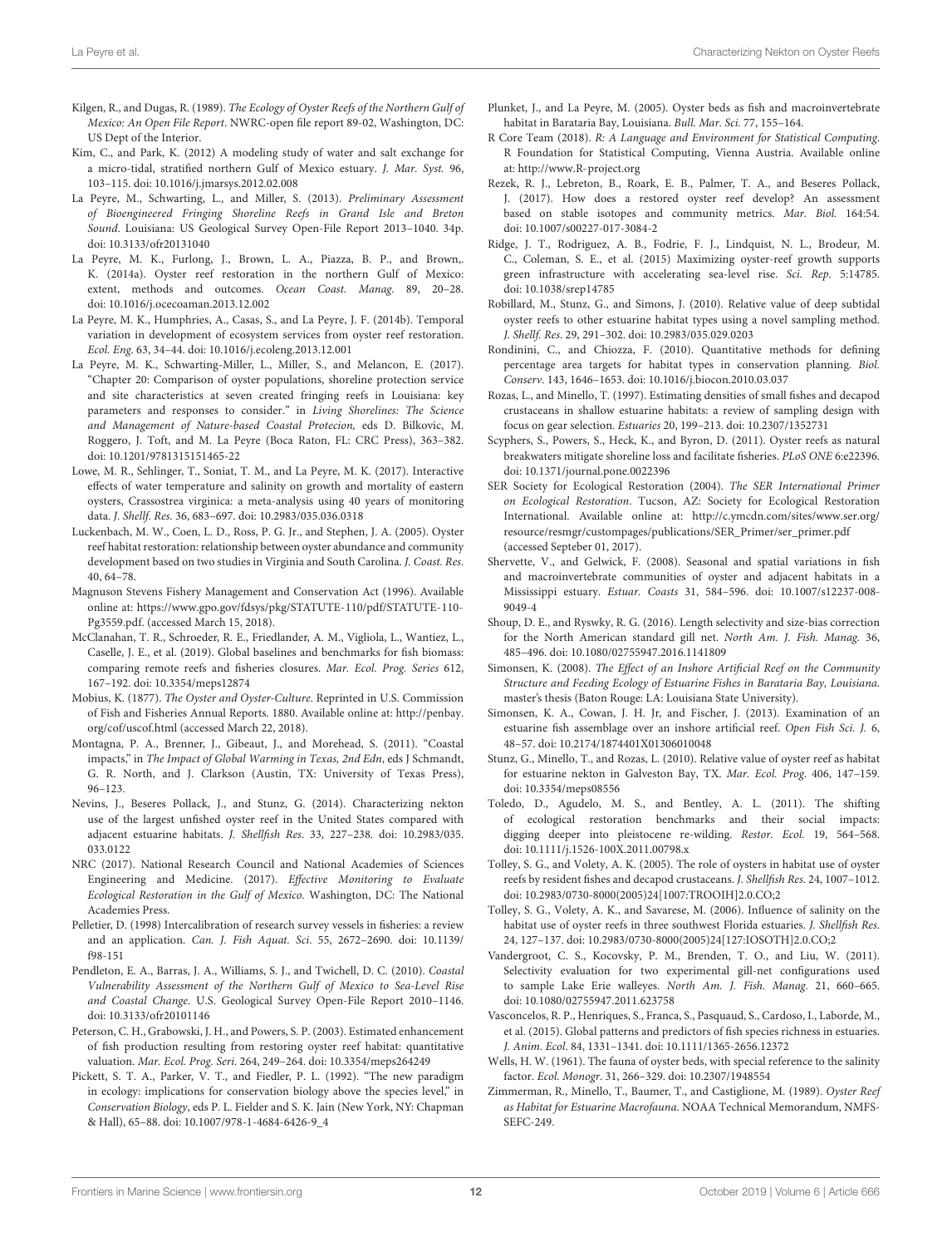Kilgen, R., and Dugas, R. (1989). *The Ecology of Oyster Reefs of the Northern Gulf of Mexico: An Open File Report*. NWRC-open file report 89-02, Washington, DC: US Dept of the Interior.

Kim, C., and Park, K. (2012) A modeling study of water and salt exchange for a micro-tidal, stratified northern Gulf of Mexico estuary. *J. Mar. Syst.* 96, 103–115. doi: 10.1016/j.jmarsys.2012.02.008

La Peyre, M., Schwarting, L., and Miller, S. (2013). *Preliminary Assessment of Bioengineered Fringing Shoreline Reefs in Grand Isle and Breton Sound*. Louisiana: US Geological Survey Open-File Report 2013–1040. 34p. doi: 10.3133/ofr20131040

La Peyre, M. K., Furlong, J., Brown, L. A., Piazza, B. P., and Brown,. K. (2014a). Oyster reef restoration in the northern Gulf of Mexico: extent, methods and outcomes. *Ocean Coast. Manag.* 89, 20–28. doi: 10.1016/j.ocecoaman.2013.12.002

La Peyre, M. K., Humphries, A., Casas, S., and La Peyre, J. F. (2014b). Temporal variation in development of ecosystem services from oyster reef restoration. *Ecol. Eng.* 63, 34–44. doi: 10.1016/j.ecoleng.2013.12.001

La Peyre, M. K., Schwarting-Miller, L., Miller, S., and Melancon, E. (2017). "Chapter 20: Comparison of oyster populations, shoreline protection service and site characteristics at seven created fringing reefs in Louisiana: key parameters and responses to consider." in *Living Shorelines: The Science and Management of Nature-based Coastal Protecion,* eds D. Bilkovic, M. Roggero, J. Toft, and M. La Peyre (Boca Raton, FL: CRC Press), 363–382. doi: 10.1201/9781315151465-22

Lowe, M. R., Sehlinger, T., Soniat, T. M., and La Peyre, M. K. (2017). Interactive effects of water temperature and salinity on growth and mortality of eastern oysters, Crassostrea virginica: a meta-analysis using 40 years of monitoring data. *J. Shellf. Res.* 36, 683–697. doi: 10.2983/035.036.0318

Luckenbach, M. W., Coen, L. D., Ross, P. G. Jr., and Stephen, J. A. (2005). Oyster reef habitat restoration: relationship between oyster abundance and community development based on two studies in Virginia and South Carolina. *J. Coast. Res*. 40, 64–78.

Magnuson Stevens Fishery Management and Conservation Act (1996). Available online at: https://www.gpo.gov/fdsys/pkg/STATUTE-110/pdf/STATUTE-110-Pg3559.pdf. (accessed March 15, 2018).

McClanahan, T. R., Schroeder, R. E., Friedlander, A. M., Vigliola, L., Wantiez, L., Caselle, J. E., et al. (2019). Global baselines and benchmarks for fish biomass: comparing remote reefs and fisheries closures. *Mar. Ecol. Prog. Series* 612, 167–192. doi: 10.3354/meps12874

Mobius, K. (1877). *The Oyster and Oyster-Culture*. Reprinted in U.S. Commission of Fish and Fisheries Annual Reports. 1880. Available online at: http://penbay.org/cof/uscof.html (accessed March 22, 2018).

Montagna, P. A., Brenner, J., Gibeaut, J., and Morehead, S. (2011). "Coastal impacts," in *The Impact of Global Warming in Texas, 2nd Edn*, eds J Schmandt, G. R. North, and J. Clarkson (Austin, TX: University of Texas Press), 96–123.

Nevins, J., Beseres Pollack, J., and Stunz, G. (2014). Characterizing nekton use of the largest unfished oyster reef in the United States compared with adjacent estuarine habitats. *J. Shellfish Res*. 33, 227–238. doi: 10.2983/035.033.0122

NRC (2017). National Research Council and National Academies of Sciences Engineering and Medicine. (2017). *Effective Monitoring to Evaluate Ecological Restoration in the Gulf of Mexico.* Washington, DC: The National Academies Press.

Pelletier, D. (1998) Intercalibration of research survey vessels in fisheries: a review and an application. *Can. J. Fish Aquat. Sci*. 55, 2672–2690. doi: 10.1139/f98-151

Pendleton, E. A., Barras, J. A., Williams, S. J., and Twichell, D. C. (2010). *Coastal Vulnerability Assessment of the Northern Gulf of Mexico to Sea-Level Rise and Coastal Change*. U.S. Geological Survey Open-File Report 2010–1146. doi: 10.3133/ofr20101146

Peterson, C. H., Grabowski, J. H., and Powers, S. P. (2003). Estimated enhancement of fish production resulting from restoring oyster reef habitat: quantitative valuation. *Mar. Ecol. Prog. Seri*. 264, 249–264. doi: 10.3354/meps264249

Pickett, S. T. A., Parker, V. T., and Fiedler, P. L. (1992). "The new paradigm in ecology: implications for conservation biology above the species level," in *Conservation Biology*, eds P. L. Fielder and S. K. Jain (New York, NY: Chapman & Hall), 65–88. doi: 10.1007/978-1-4684-6426-9_4

Plunket, J., and La Peyre, M. (2005). Oyster beds as fish and macroinvertebrate habitat in Barataria Bay, Louisiana. *Bull. Mar. Sci.* 77, 155–164.

R Core Team (2018). *R: A Language and Environment for Statistical Computing*. R Foundation for Statistical Computing, Vienna Austria. Available online at: http://www.R-project.org

Rezek, R. J., Lebreton, B., Roark, E. B., Palmer, T. A., and Beseres Pollack, J. (2017). How does a restored oyster reef develop? An assessment based on stable isotopes and community metrics. *Mar. Biol.* 164:54. doi: 10.1007/s00227-017-3084-2

Ridge, J. T., Rodriguez, A. B., Fodrie, F. J., Lindquist, N. L., Brodeur, M. C., Coleman, S. E., et al. (2015) Maximizing oyster-reef growth supports green infrastructure with accelerating sea-level rise. *Sci. Rep.* 5:14785. doi: 10.1038/srep14785

Robillard, M., Stunz, G., and Simons, J. (2010). Relative value of deep subtidal oyster reefs to other estuarine habitat types using a novel sampling method. *J. Shellf. Res*. 29, 291–302. doi: 10.2983/035.029.0203

Rondinini, C., and Chiozza, F. (2010). Quantitative methods for defining percentage area targets for habitat types in conservation planning. *Biol. Conserv*. 143, 1646–1653. doi: 10.1016/j.biocon.2010.03.037

Rozas, L., and Minello, T. (1997). Estimating densities of small fishes and decapod crustaceans in shallow estuarine habitats: a review of sampling design with focus on gear selection. *Estuaries* 20, 199–213. doi: 10.2307/1352731

Scyphers, S., Powers, S., Heck, K., and Byron, D. (2011). Oyster reefs as natural breakwaters mitigate shoreline loss and facilitate fisheries. *PLoS ONE* 6:e22396. doi: 10.1371/journal.pone.0022396

SER Society for Ecological Restoration (2004). *The SER International Primer on Ecological Restoration*. Tucson, AZ: Society for Ecological Restoration International. Available online at: http://c.ymcdn.com/sites/www.ser.org/resource/resmgr/custompages/publications/SER_Primer/ser_primer.pdf (accessed Septeber 01, 2017).

Shervette, V., and Gelwick, F. (2008). Seasonal and spatial variations in fish and macroinvertebrate communities of oyster and adjacent habitats in a Mississippi estuary. *Estuar. Coasts* 31, 584–596. doi: 10.1007/s12237-008-9049-4

Shoup, D. E., and Ryswky, R. G. (2016). Length selectivity and size-bias correction for the North American standard gill net. *North Am. J. Fish. Manag.* 36, 485–496. doi: 10.1080/02755947.2016.1141809

Simonsen, K. (2008). *The Effect of an Inshore Artificial Reef on the Community Structure and Feeding Ecology of Estuarine Fishes in Barataria Bay, Louisiana*. master's thesis (Baton Rouge: LA: Louisiana State University).

Simonsen, K. A., Cowan, J. H. Jr, and Fischer, J. (2013). Examination of an estuarine fish assemblage over an inshore artificial reef. *Open Fish Sci. J.* 6, 48–57. doi: 10.2174/1874401X01306010048

Stunz, G., Minello, T., and Rozas, L. (2010). Relative value of oyster reef as habitat for estuarine nekton in Galveston Bay, TX. *Mar. Ecol. Prog.* 406, 147–159. doi: 10.3354/meps08556

Toledo, D., Agudelo, M. S., and Bentley, A. L. (2011). The shifting of ecological restoration benchmarks and their social impacts: digging deeper into pleistocene re-wilding. *Restor. Ecol.* 19, 564–568. doi: 10.1111/j.1526-100X.2011.00798.x

Tolley, S. G., and Volety, A. K. (2005). The role of oysters in habitat use of oyster reefs by resident fishes and decapod crustaceans. *J. Shellfish Res*. 24, 1007–1012. doi: 10.2983/0730-8000(2005)24[1007:TROOIH]2.0.CO;2

Tolley, S. G., Volety, A. K., and Savarese, M. (2006). Influence of salinity on the habitat use of oyster reefs in three southwest Florida estuaries. *J. Shellfish Res*. 24, 127–137. doi: 10.2983/0730-8000(2005)24[127:IOSOTH]2.0.CO;2

Vandergroot, C. S., Kocovsky, P. M., Brenden, T. O., and Liu, W. (2011). Selectivity evaluation for two experimental gill-net configurations used to sample Lake Erie walleyes. *North Am. J. Fish. Manag.* 21, 660–665. doi: 10.1080/02755947.2011.623758

Vasconcelos, R. P., Henriques, S., Franca, S., Pasquaud, S., Cardoso, I., Laborde, M., et al. (2015). Global patterns and predictors of fish species richness in estuaries. *J. Anim. Ecol*. 84, 1331–1341. doi: 10.1111/1365-2656.12372

Wells, H. W. (1961). The fauna of oyster beds, with special reference to the salinity factor. *Ecol. Monogr*. 31, 266–329. doi: 10.2307/1948554

Zimmerman, R., Minello, T., Baumer, T., and Castiglione, M. (1989). *Oyster Reef as Habitat for Estuarine Macrofauna*. NOAA Technical Memorandum, NMFS-SEFC-249.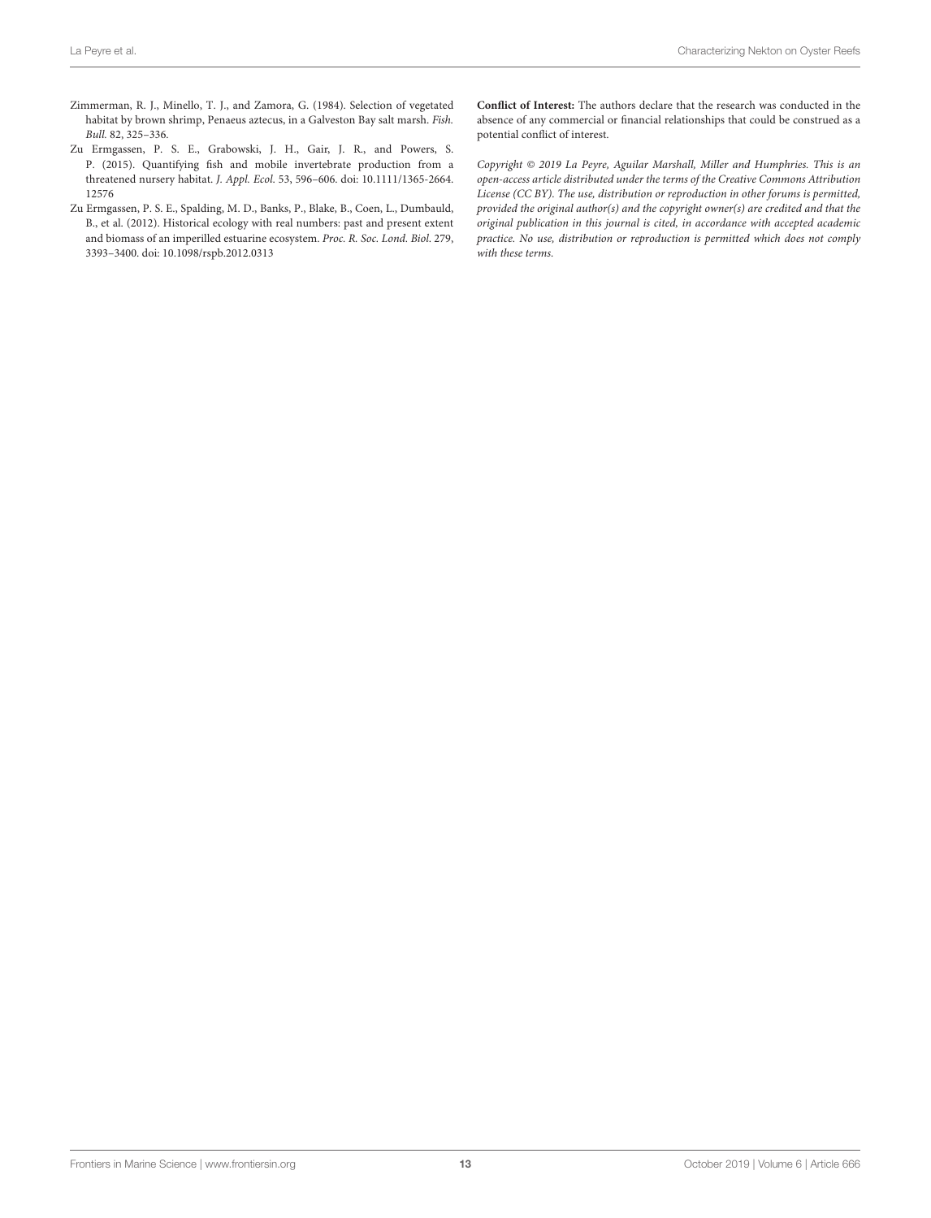Zimmerman, R. J., Minello, T. J., and Zamora, G. (1984). Selection of vegetated habitat by brown shrimp, Penaeus aztecus, in a Galveston Bay salt marsh. *Fish. Bull.* 82, 325–336.

Zu Ermgassen, P. S. E., Grabowski, J. H., Gair, J. R., and Powers, S. P. (2015). Quantifying fish and mobile invertebrate production from a threatened nursery habitat. *J. Appl. Ecol.* 53, 596–606. doi: 10.1111/1365-2664.12576

Zu Ermgassen, P. S. E., Spalding, M. D., Banks, P., Blake, B., Coen, L., Dumbauld, B., et al. (2012). Historical ecology with real numbers: past and present extent and biomass of an imperilled estuarine ecosystem. *Proc. R. Soc. Lond. Biol.* 279, 3393–3400. doi: 10.1098/rspb.2012.0313

**Conflict of Interest:** The authors declare that the research was conducted in the absence of any commercial or financial relationships that could be construed as a potential conflict of interest.

*Copyright © 2019 La Peyre, Aguilar Marshall, Miller and Humphries. This is an open-access article distributed under the terms of the Creative Commons Attribution License (CC BY). The use, distribution or reproduction in other forums is permitted, provided the original author(s) and the copyright owner(s) are credited and that the original publication in this journal is cited, in accordance with accepted academic practice. No use, distribution or reproduction is permitted which does not comply with these terms.*